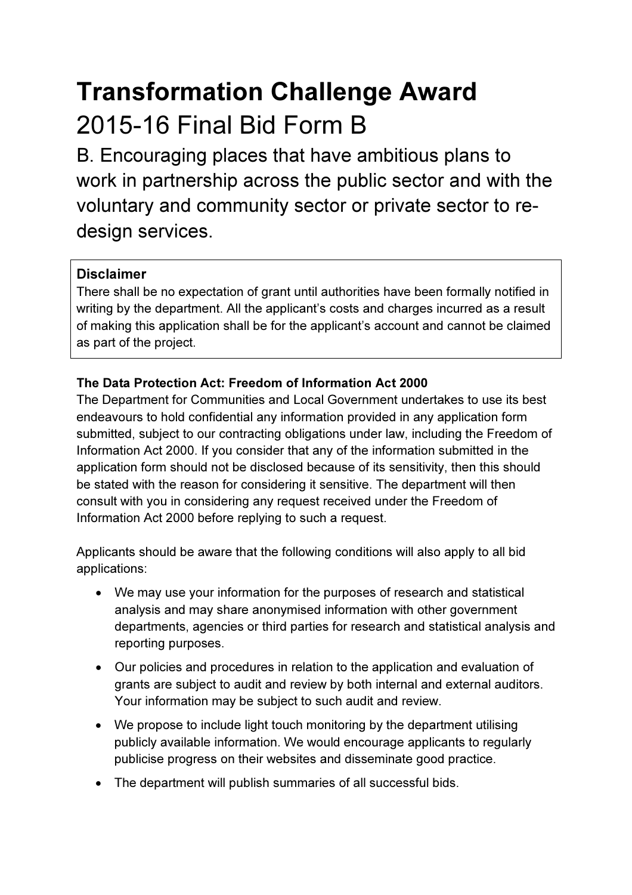# Transformation Challenge Award

## 2015-16 Final Bid Form B

## B. Encouraging places that have ambitious plans to work in partnership across the public sector and with the voluntary and community sector or private sector to re-design services.

**Disclaimer**
There shall be no expectation of grant until authorities have been formally notified in writing by the department. All the applicant's costs and charges incurred as a result of making this application shall be for the applicant's account and cannot be claimed as part of the project.

**The Data Protection Act: Freedom of Information Act 2000**
The Department for Communities and Local Government undertakes to use its best endeavours to hold confidential any information provided in any application form submitted, subject to our contracting obligations under law, including the Freedom of Information Act 2000. If you consider that any of the information submitted in the application form should not be disclosed because of its sensitivity, then this should be stated with the reason for considering it sensitive. The department will then consult with you in considering any request received under the Freedom of Information Act 2000 before replying to such a request.

Applicants should be aware that the following conditions will also apply to all bid applications:

- We may use your information for the purposes of research and statistical analysis and may share anonymised information with other government departments, agencies or third parties for research and statistical analysis and reporting purposes.
- Our policies and procedures in relation to the application and evaluation of grants are subject to audit and review by both internal and external auditors. Your information may be subject to such audit and review.
- We propose to include light touch monitoring by the department utilising publicly available information. We would encourage applicants to regularly publicise progress on their websites and disseminate good practice.
- The department will publish summaries of all successful bids.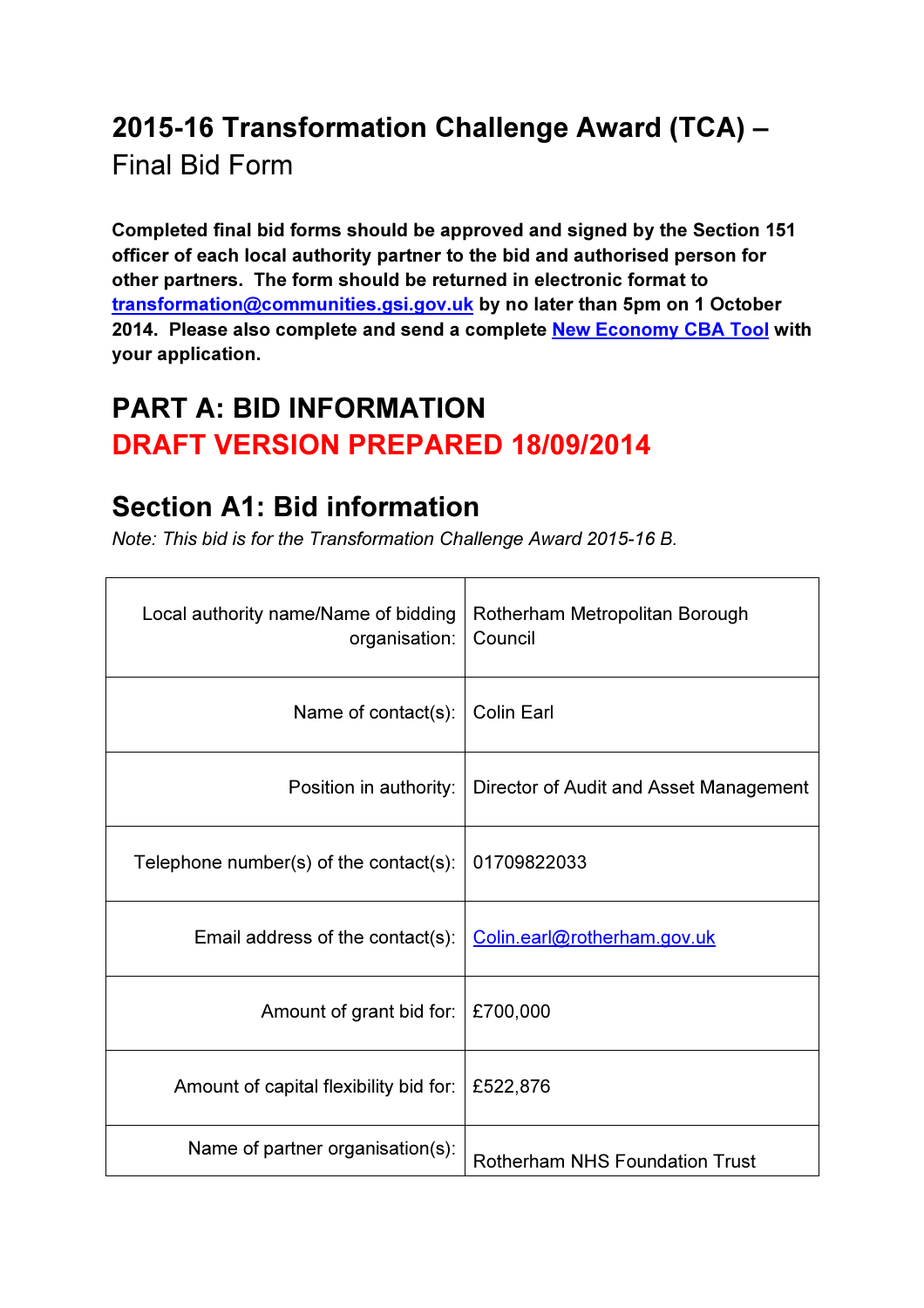# 2015-16 Transformation Challenge Award (TCA) – Final Bid Form

**Completed final bid forms should be approved and signed by the Section 151 officer of each local authority partner to the bid and authorised person for other partners. The form should be returned in electronic format to transformation@communities.gsi.gov.uk by no later than 5pm on 1 October 2014. Please also complete and send a complete New Economy CBA Tool with your application.**

# PART A: BID INFORMATION

# DRAFT VERSION PREPARED 18/09/2014

## Section A1: Bid information

*Note: This bid is for the Transformation Challenge Award 2015-16 B.*

| | |
|---|---|
| Local authority name/Name of bidding organisation: | Rotherham Metropolitan Borough Council |
| Name of contact(s): | Colin Earl |
| Position in authority: | Director of Audit and Asset Management |
| Telephone number(s) of the contact(s): | 01709822033 |
| Email address of the contact(s): | Colin.earl@rotherham.gov.uk |
| Amount of grant bid for: | £700,000 |
| Amount of capital flexibility bid for: | £522,876 |
| Name of partner organisation(s): | Rotherham NHS Foundation Trust |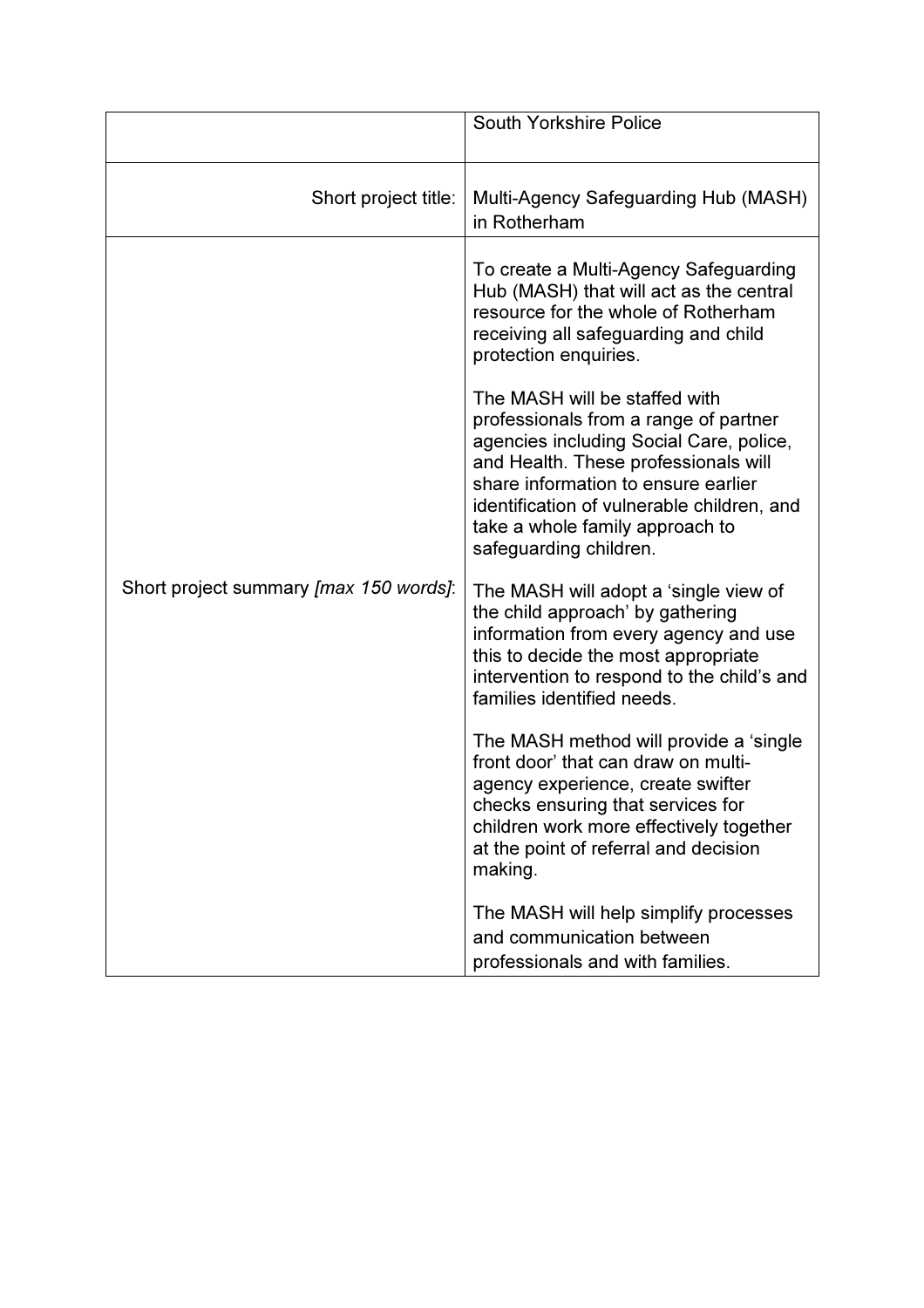| | |
|---|---|
| | South Yorkshire Police |
| Short project title: | Multi-Agency Safeguarding Hub (MASH) in Rotherham |
| Short project summary *[max 150 words]*: | To create a Multi-Agency Safeguarding Hub (MASH) that will act as the central resource for the whole of Rotherham receiving all safeguarding and child protection enquiries.<br><br>The MASH will be staffed with professionals from a range of partner agencies including Social Care, police, and Health. These professionals will share information to ensure earlier identification of vulnerable children, and take a whole family approach to safeguarding children.<br><br>The MASH will adopt a 'single view of the child approach' by gathering information from every agency and use this to decide the most appropriate intervention to respond to the child's and families identified needs.<br><br>The MASH method will provide a 'single front door' that can draw on multi-agency experience, create swifter checks ensuring that services for children work more effectively together at the point of referral and decision making.<br><br>The MASH will help simplify processes and communication between professionals and with families. |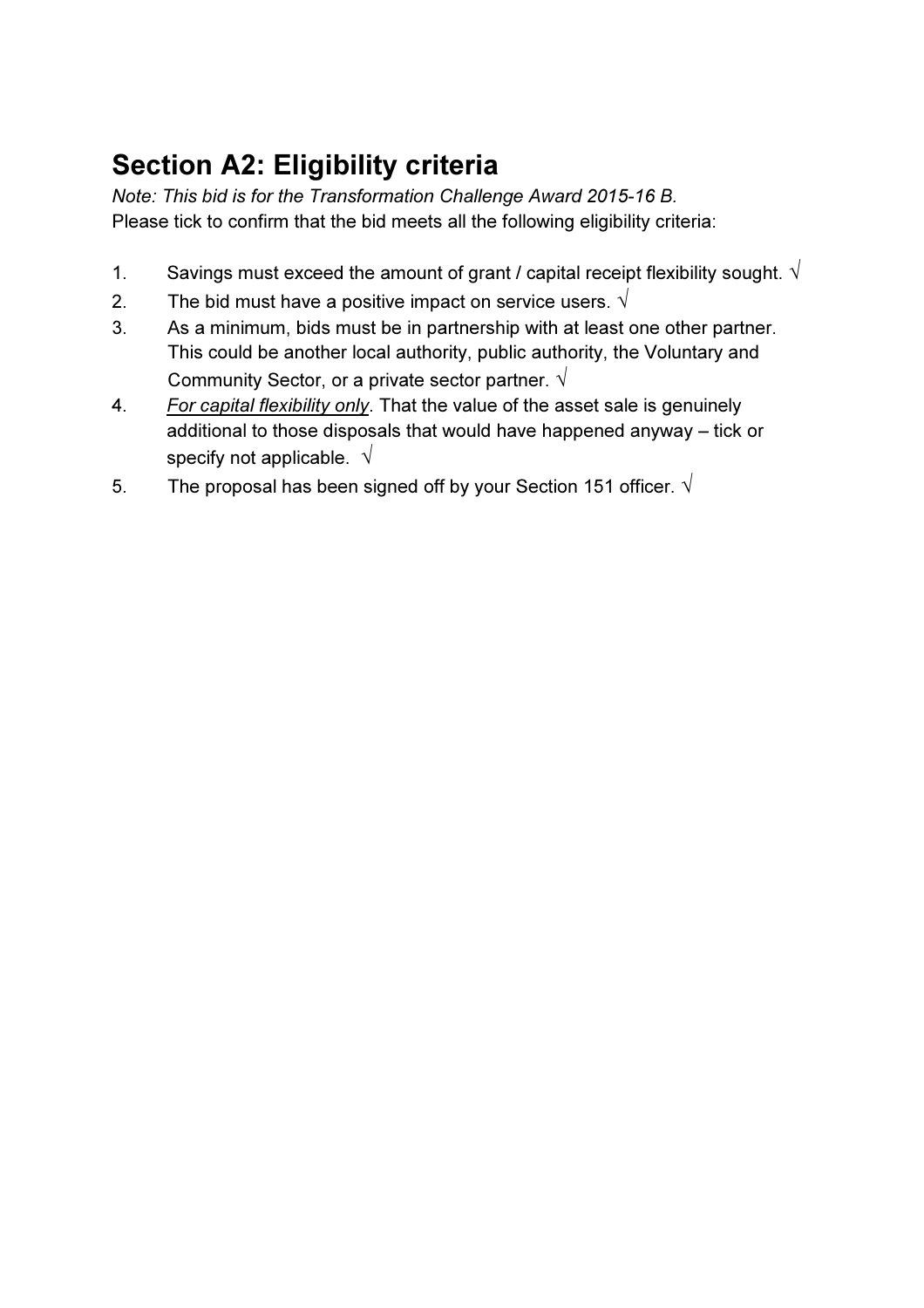## Section A2: Eligibility criteria

*Note: This bid is for the Transformation Challenge Award 2015-16 B.*
Please tick to confirm that the bid meets all the following eligibility criteria:

1. Savings must exceed the amount of grant / capital receipt flexibility sought. √
2. The bid must have a positive impact on service users. √
3. As a minimum, bids must be in partnership with at least one other partner. This could be another local authority, public authority, the Voluntary and Community Sector, or a private sector partner. √
4. <u>*For capital flexibility only*</u>. That the value of the asset sale is genuinely additional to those disposals that would have happened anyway – tick or specify not applicable. √
5. The proposal has been signed off by your Section 151 officer. √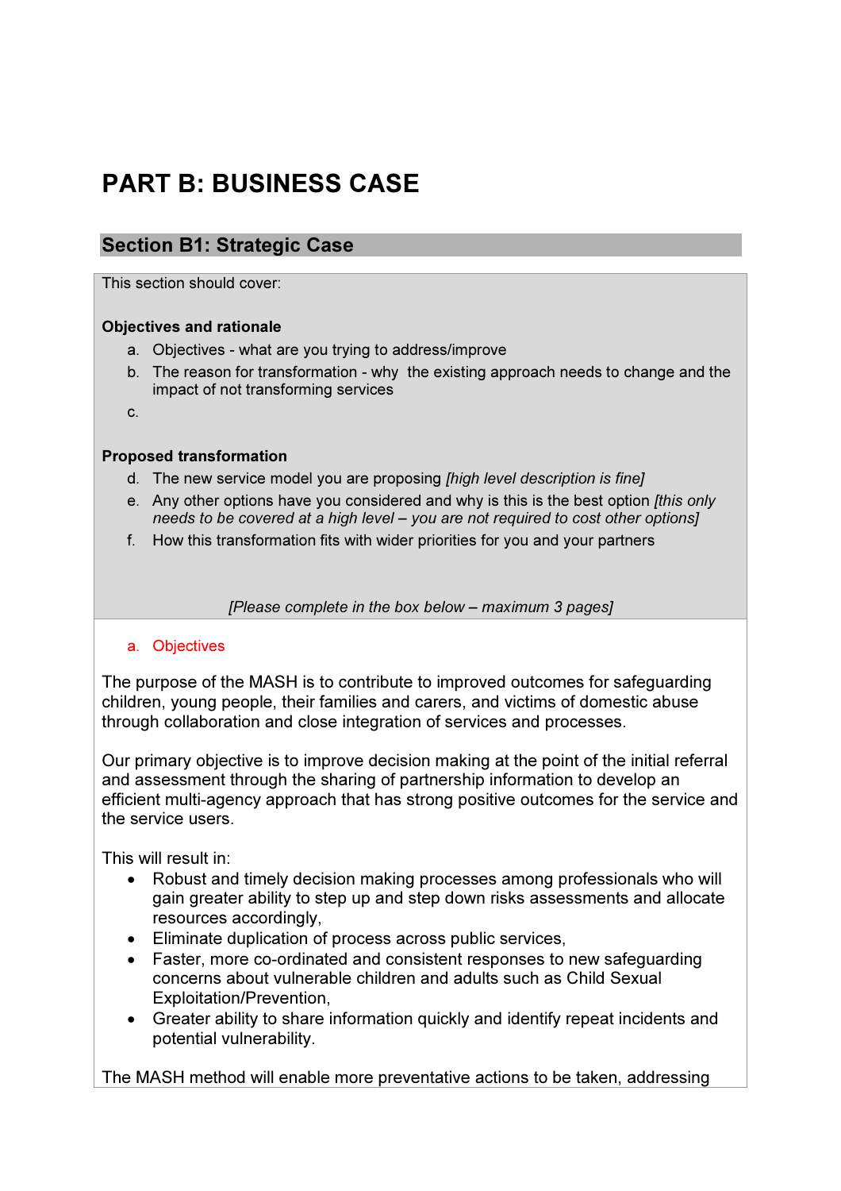# PART B: BUSINESS CASE

## Section B1: Strategic Case

This section should cover:

**Objectives and rationale**

a. Objectives - what are you trying to address/improve
b. The reason for transformation - why the existing approach needs to change and the impact of not transforming services
c.

**Proposed transformation**

d. The new service model you are proposing *[high level description is fine]*
e. Any other options have you considered and why is this is the best option *[this only needs to be covered at a high level – you are not required to cost other options]*
f. How this transformation fits with wider priorities for you and your partners

*[Please complete in the box below – maximum 3 pages]*

a. Objectives

The purpose of the MASH is to contribute to improved outcomes for safeguarding children, young people, their families and carers, and victims of domestic abuse through collaboration and close integration of services and processes.

Our primary objective is to improve decision making at the point of the initial referral and assessment through the sharing of partnership information to develop an efficient multi-agency approach that has strong positive outcomes for the service and the service users.

This will result in:

- Robust and timely decision making processes among professionals who will gain greater ability to step up and step down risks assessments and allocate resources accordingly,
- Eliminate duplication of process across public services,
- Faster, more co-ordinated and consistent responses to new safeguarding concerns about vulnerable children and adults such as Child Sexual Exploitation/Prevention,
- Greater ability to share information quickly and identify repeat incidents and potential vulnerability.

The MASH method will enable more preventative actions to be taken, addressing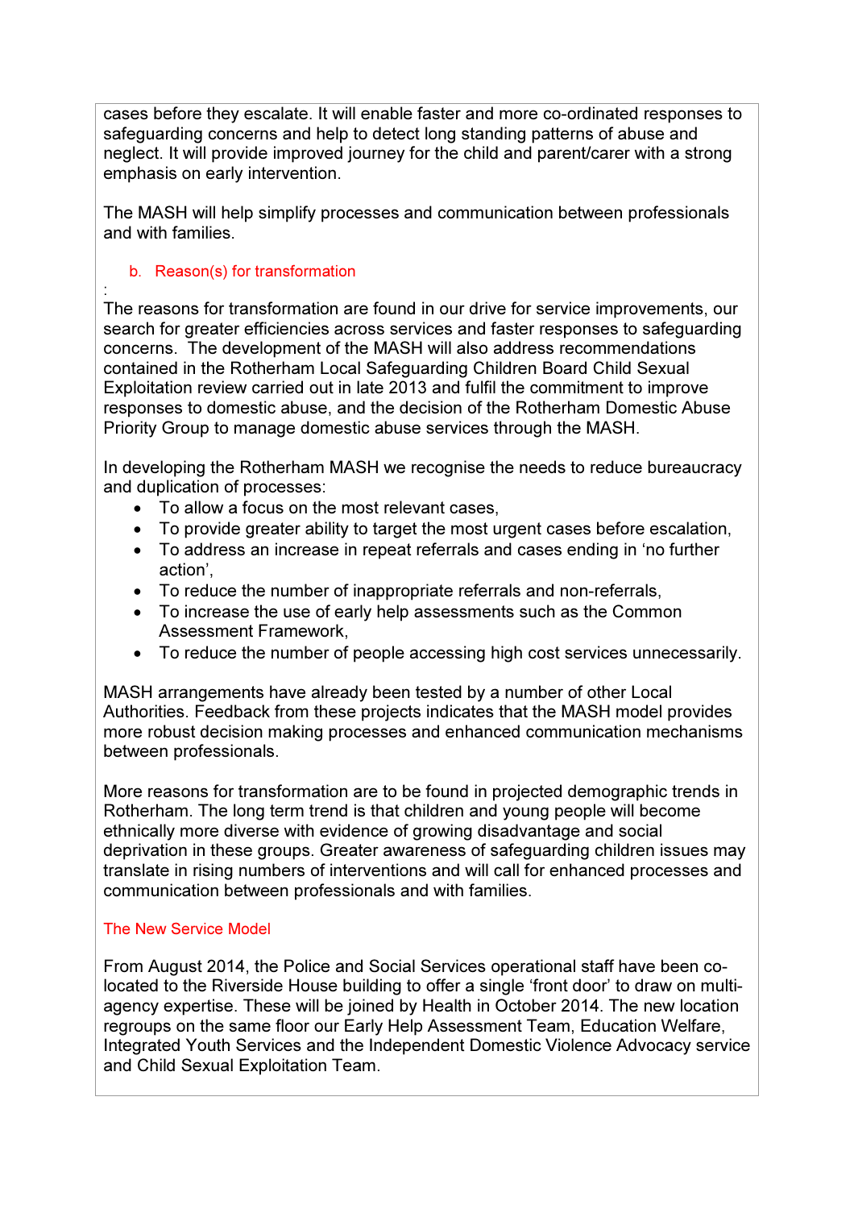cases before they escalate. It will enable faster and more co-ordinated responses to safeguarding concerns and help to detect long standing patterns of abuse and neglect. It will provide improved journey for the child and parent/carer with a strong emphasis on early intervention.

The MASH will help simplify processes and communication between professionals and with families.

### b. Reason(s) for transformation

:

The reasons for transformation are found in our drive for service improvements, our search for greater efficiencies across services and faster responses to safeguarding concerns. The development of the MASH will also address recommendations contained in the Rotherham Local Safeguarding Children Board Child Sexual Exploitation review carried out in late 2013 and fulfil the commitment to improve responses to domestic abuse, and the decision of the Rotherham Domestic Abuse Priority Group to manage domestic abuse services through the MASH.

In developing the Rotherham MASH we recognise the needs to reduce bureaucracy and duplication of processes:

- To allow a focus on the most relevant cases,
- To provide greater ability to target the most urgent cases before escalation,
- To address an increase in repeat referrals and cases ending in 'no further action',
- To reduce the number of inappropriate referrals and non-referrals,
- To increase the use of early help assessments such as the Common Assessment Framework,
- To reduce the number of people accessing high cost services unnecessarily.

MASH arrangements have already been tested by a number of other Local Authorities. Feedback from these projects indicates that the MASH model provides more robust decision making processes and enhanced communication mechanisms between professionals.

More reasons for transformation are to be found in projected demographic trends in Rotherham. The long term trend is that children and young people will become ethnically more diverse with evidence of growing disadvantage and social deprivation in these groups. Greater awareness of safeguarding children issues may translate in rising numbers of interventions and will call for enhanced processes and communication between professionals and with families.

### The New Service Model

From August 2014, the Police and Social Services operational staff have been co-located to the Riverside House building to offer a single 'front door' to draw on multi-agency expertise. These will be joined by Health in October 2014. The new location regroups on the same floor our Early Help Assessment Team, Education Welfare, Integrated Youth Services and the Independent Domestic Violence Advocacy service and Child Sexual Exploitation Team.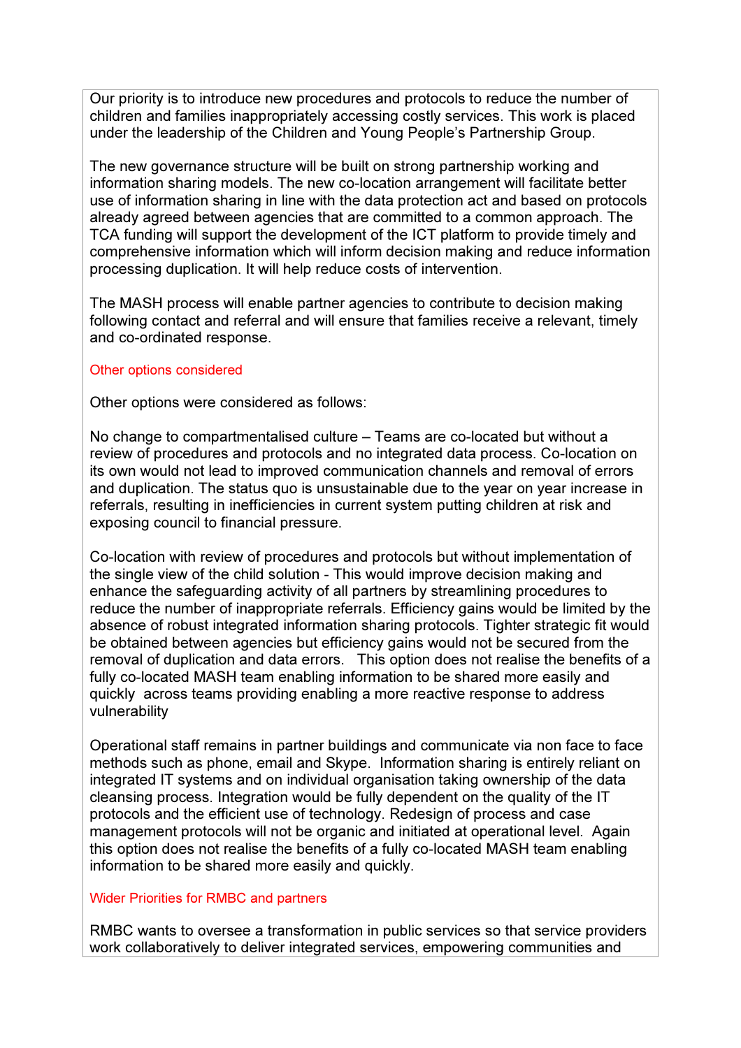Our priority is to introduce new procedures and protocols to reduce the number of children and families inappropriately accessing costly services. This work is placed under the leadership of the Children and Young People's Partnership Group.

The new governance structure will be built on strong partnership working and information sharing models. The new co-location arrangement will facilitate better use of information sharing in line with the data protection act and based on protocols already agreed between agencies that are committed to a common approach. The TCA funding will support the development of the ICT platform to provide timely and comprehensive information which will inform decision making and reduce information processing duplication. It will help reduce costs of intervention.

The MASH process will enable partner agencies to contribute to decision making following contact and referral and will ensure that families receive a relevant, timely and co-ordinated response.

### Other options considered

Other options were considered as follows:

No change to compartmentalised culture – Teams are co-located but without a review of procedures and protocols and no integrated data process. Co-location on its own would not lead to improved communication channels and removal of errors and duplication. The status quo is unsustainable due to the year on year increase in referrals, resulting in inefficiencies in current system putting children at risk and exposing council to financial pressure.

Co-location with review of procedures and protocols but without implementation of the single view of the child solution - This would improve decision making and enhance the safeguarding activity of all partners by streamlining procedures to reduce the number of inappropriate referrals. Efficiency gains would be limited by the absence of robust integrated information sharing protocols. Tighter strategic fit would be obtained between agencies but efficiency gains would not be secured from the removal of duplication and data errors. This option does not realise the benefits of a fully co-located MASH team enabling information to be shared more easily and quickly across teams providing enabling a more reactive response to address vulnerability

Operational staff remains in partner buildings and communicate via non face to face methods such as phone, email and Skype. Information sharing is entirely reliant on integrated IT systems and on individual organisation taking ownership of the data cleansing process. Integration would be fully dependent on the quality of the IT protocols and the efficient use of technology. Redesign of process and case management protocols will not be organic and initiated at operational level. Again this option does not realise the benefits of a fully co-located MASH team enabling information to be shared more easily and quickly.

### Wider Priorities for RMBC and partners

RMBC wants to oversee a transformation in public services so that service providers work collaboratively to deliver integrated services, empowering communities and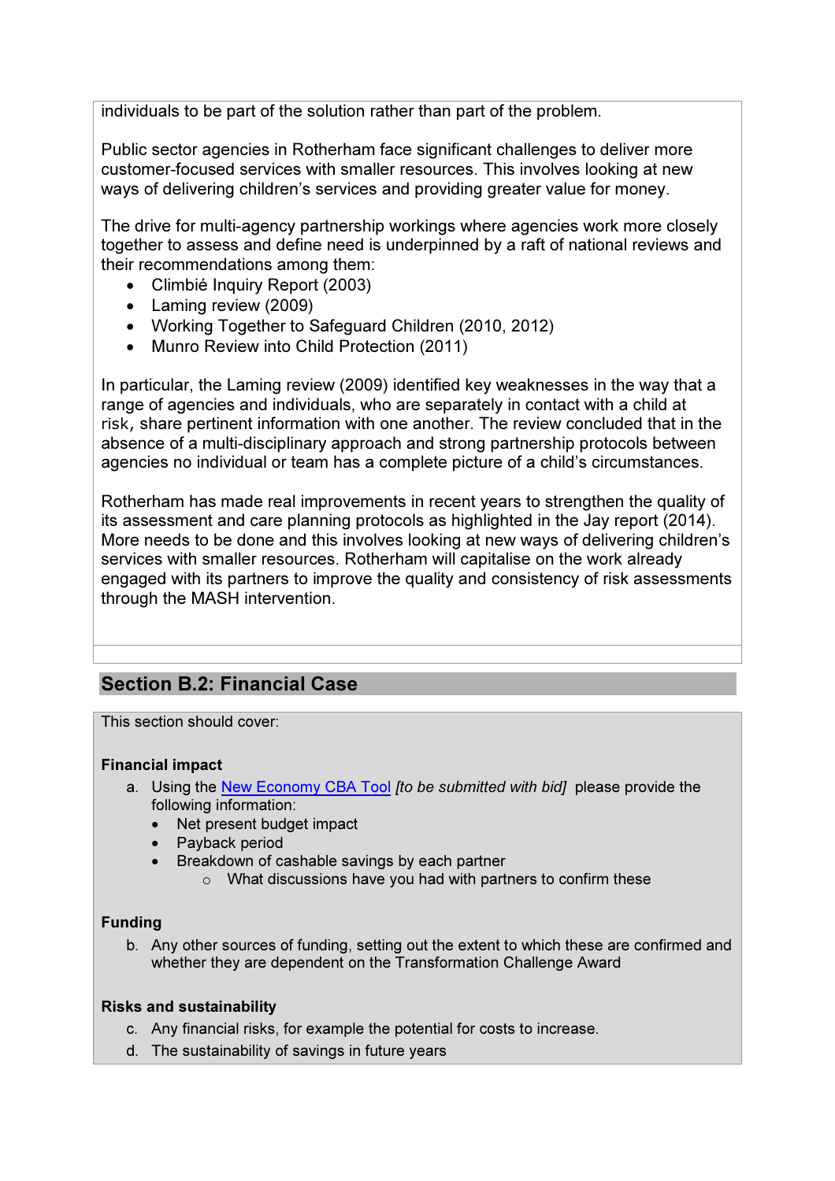individuals to be part of the solution rather than part of the problem.

Public sector agencies in Rotherham face significant challenges to deliver more customer-focused services with smaller resources. This involves looking at new ways of delivering children's services and providing greater value for money.

The drive for multi-agency partnership workings where agencies work more closely together to assess and define need is underpinned by a raft of national reviews and their recommendations among them:

- Climbié Inquiry Report (2003)
- Laming review (2009)
- Working Together to Safeguard Children (2010, 2012)
- Munro Review into Child Protection (2011)

In particular, the Laming review (2009) identified key weaknesses in the way that a range of agencies and individuals, who are separately in contact with a child at risk, share pertinent information with one another. The review concluded that in the absence of a multi-disciplinary approach and strong partnership protocols between agencies no individual or team has a complete picture of a child's circumstances.

Rotherham has made real improvements in recent years to strengthen the quality of its assessment and care planning protocols as highlighted in the Jay report (2014). More needs to be done and this involves looking at new ways of delivering children's services with smaller resources. Rotherham will capitalise on the work already engaged with its partners to improve the quality and consistency of risk assessments through the MASH intervention.

## Section B.2: Financial Case

This section should cover:

**Financial impact**

a. Using the New Economy CBA Tool *[to be submitted with bid]* please provide the following information:
   - Net present budget impact
   - Payback period
   - Breakdown of cashable savings by each partner
     - What discussions have you had with partners to confirm these

**Funding**

b. Any other sources of funding, setting out the extent to which these are confirmed and whether they are dependent on the Transformation Challenge Award

**Risks and sustainability**

c. Any financial risks, for example the potential for costs to increase.
d. The sustainability of savings in future years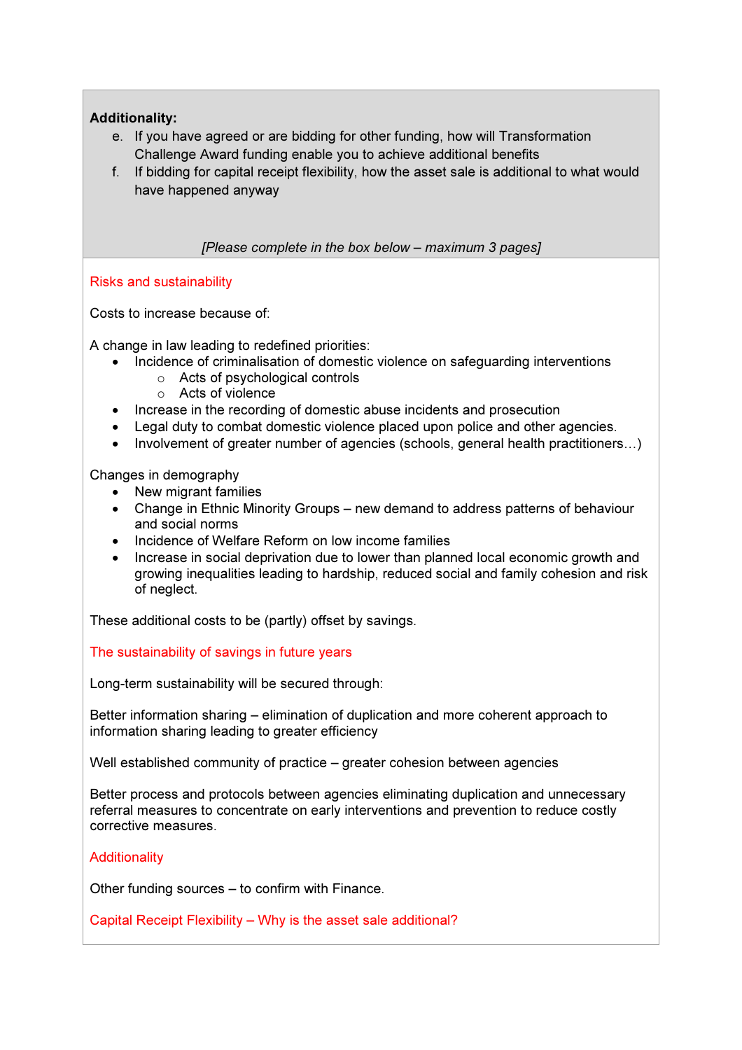**Additionality:**

e. If you have agreed or are bidding for other funding, how will Transformation Challenge Award funding enable you to achieve additional benefits
f. If bidding for capital receipt flexibility, how the asset sale is additional to what would have happened anyway

*[Please complete in the box below – maximum 3 pages]*

Risks and sustainability

Costs to increase because of:

A change in law leading to redefined priorities:

- Incidence of criminalisation of domestic violence on safeguarding interventions
    - Acts of psychological controls
    - Acts of violence
- Increase in the recording of domestic abuse incidents and prosecution
- Legal duty to combat domestic violence placed upon police and other agencies.
- Involvement of greater number of agencies (schools, general health practitioners…)

Changes in demography

- New migrant families
- Change in Ethnic Minority Groups – new demand to address patterns of behaviour and social norms
- Incidence of Welfare Reform on low income families
- Increase in social deprivation due to lower than planned local economic growth and growing inequalities leading to hardship, reduced social and family cohesion and risk of neglect.

These additional costs to be (partly) offset by savings.

The sustainability of savings in future years

Long-term sustainability will be secured through:

Better information sharing – elimination of duplication and more coherent approach to information sharing leading to greater efficiency

Well established community of practice – greater cohesion between agencies

Better process and protocols between agencies eliminating duplication and unnecessary referral measures to concentrate on early interventions and prevention to reduce costly corrective measures.

Additionality

Other funding sources – to confirm with Finance.

Capital Receipt Flexibility – Why is the asset sale additional?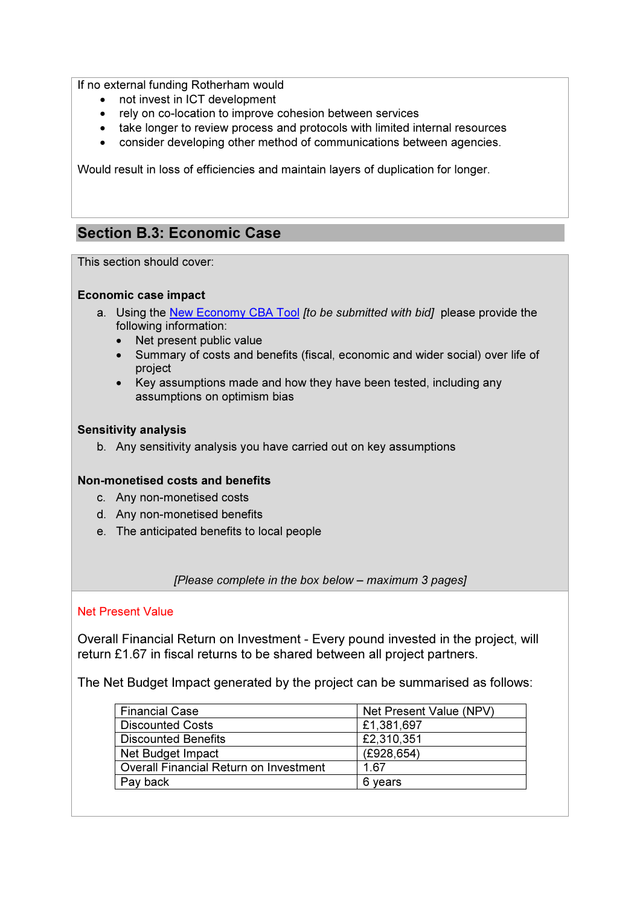If no external funding Rotherham would

- not invest in ICT development
- rely on co-location to improve cohesion between services
- take longer to review process and protocols with limited internal resources
- consider developing other method of communications between agencies.

Would result in loss of efficiencies and maintain layers of duplication for longer.

## Section B.3: Economic Case

This section should cover:

**Economic case impact**

a. Using the New Economy CBA Tool *[to be submitted with bid]* please provide the following information:
   - Net present public value
   - Summary of costs and benefits (fiscal, economic and wider social) over life of project
   - Key assumptions made and how they have been tested, including any assumptions on optimism bias

**Sensitivity analysis**

b. Any sensitivity analysis you have carried out on key assumptions

**Non-monetised costs and benefits**

c. Any non-monetised costs
d. Any non-monetised benefits
e. The anticipated benefits to local people

*[Please complete in the box below – maximum 3 pages]*

Net Present Value

Overall Financial Return on Investment - Every pound invested in the project, will return £1.67 in fiscal returns to be shared between all project partners.

The Net Budget Impact generated by the project can be summarised as follows:

| Financial Case | Net Present Value (NPV) |
|---|---|
| Discounted Costs | £1,381,697 |
| Discounted Benefits | £2,310,351 |
| Net Budget Impact | (£928,654) |
| Overall Financial Return on Investment | 1.67 |
| Pay back | 6 years |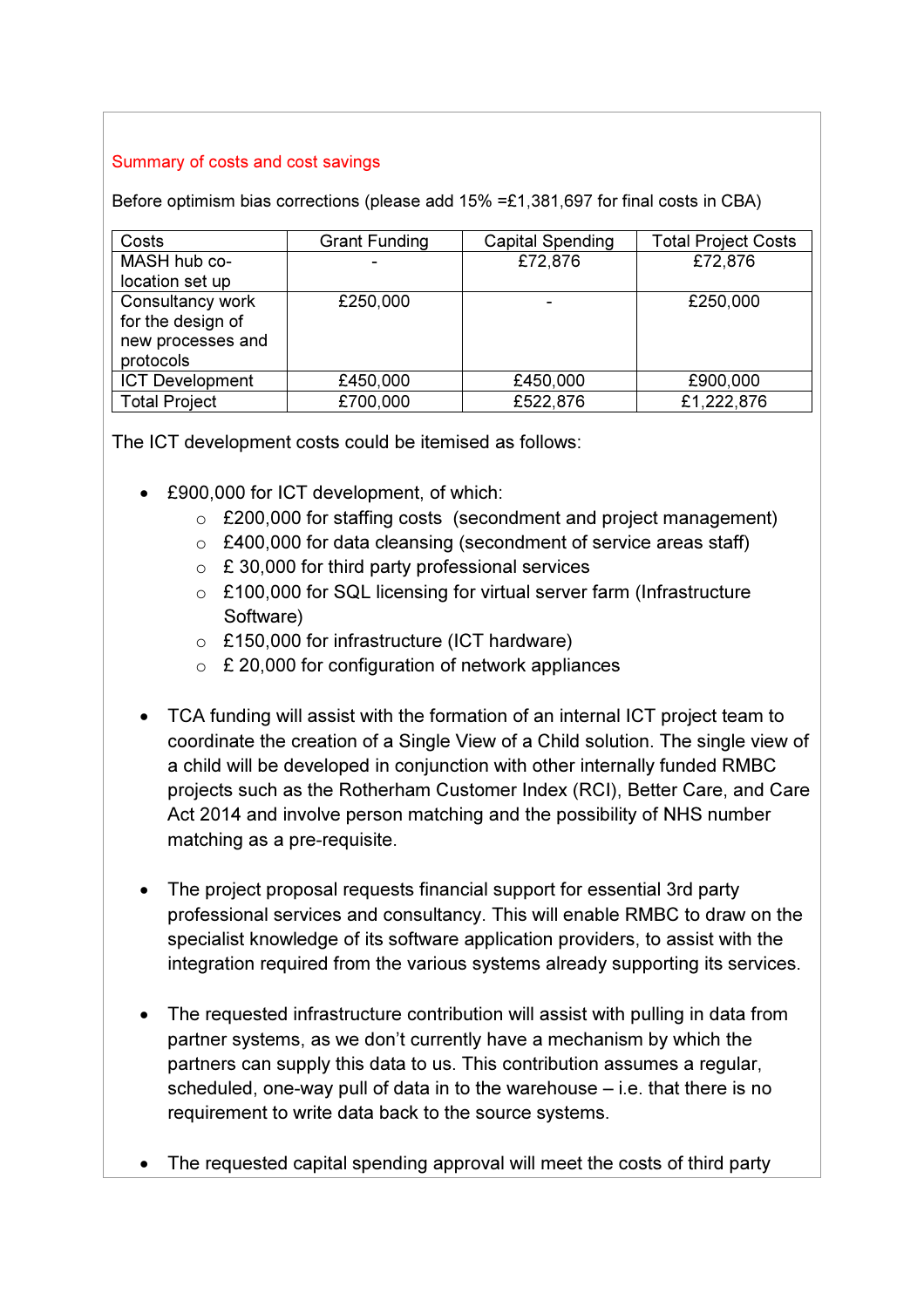Summary of costs and cost savings

Before optimism bias corrections (please add 15% =£1,381,697 for final costs in CBA)

| Costs | Grant Funding | Capital Spending | Total Project Costs |
|---|---|---|---|
| MASH hub co-location set up | - | £72,876 | £72,876 |
| Consultancy work for the design of new processes and protocols | £250,000 | - | £250,000 |
| ICT Development | £450,000 | £450,000 | £900,000 |
| Total Project | £700,000 | £522,876 | £1,222,876 |

The ICT development costs could be itemised as follows:

- £900,000 for ICT development, of which:
  - £200,000 for staffing costs (secondment and project management)
  - £400,000 for data cleansing (secondment of service areas staff)
  - £ 30,000 for third party professional services
  - £100,000 for SQL licensing for virtual server farm (Infrastructure Software)
  - £150,000 for infrastructure (ICT hardware)
  - £ 20,000 for configuration of network appliances

- TCA funding will assist with the formation of an internal ICT project team to coordinate the creation of a Single View of a Child solution. The single view of a child will be developed in conjunction with other internally funded RMBC projects such as the Rotherham Customer Index (RCI), Better Care, and Care Act 2014 and involve person matching and the possibility of NHS number matching as a pre-requisite.

- The project proposal requests financial support for essential 3rd party professional services and consultancy. This will enable RMBC to draw on the specialist knowledge of its software application providers, to assist with the integration required from the various systems already supporting its services.

- The requested infrastructure contribution will assist with pulling in data from partner systems, as we don't currently have a mechanism by which the partners can supply this data to us. This contribution assumes a regular, scheduled, one-way pull of data in to the warehouse – i.e. that there is no requirement to write data back to the source systems.

- The requested capital spending approval will meet the costs of third party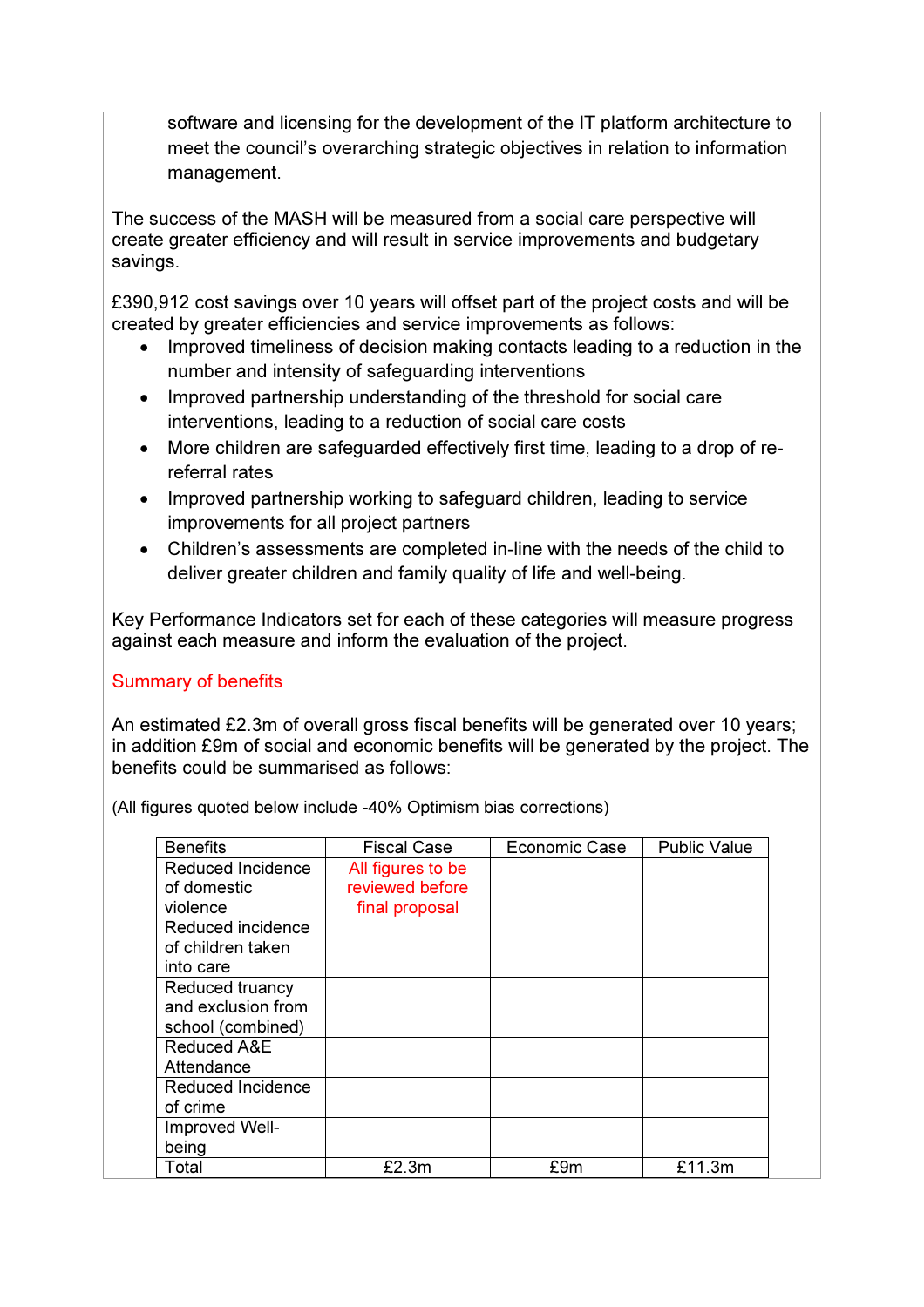software and licensing for the development of the IT platform architecture to meet the council's overarching strategic objectives in relation to information management.

The success of the MASH will be measured from a social care perspective will create greater efficiency and will result in service improvements and budgetary savings.

£390,912 cost savings over 10 years will offset part of the project costs and will be created by greater efficiencies and service improvements as follows:

- Improved timeliness of decision making contacts leading to a reduction in the number and intensity of safeguarding interventions
- Improved partnership understanding of the threshold for social care interventions, leading to a reduction of social care costs
- More children are safeguarded effectively first time, leading to a drop of re-referral rates
- Improved partnership working to safeguard children, leading to service improvements for all project partners
- Children's assessments are completed in-line with the needs of the child to deliver greater children and family quality of life and well-being.

Key Performance Indicators set for each of these categories will measure progress against each measure and inform the evaluation of the project.

## Summary of benefits

An estimated £2.3m of overall gross fiscal benefits will be generated over 10 years; in addition £9m of social and economic benefits will be generated by the project. The benefits could be summarised as follows:

(All figures quoted below include -40% Optimism bias corrections)

| Benefits | Fiscal Case | Economic Case | Public Value |
|---|---|---|---|
| Reduced Incidence of domestic violence | All figures to be reviewed before final proposal | | |
| Reduced incidence of children taken into care | | | |
| Reduced truancy and exclusion from school (combined) | | | |
| Reduced A&E Attendance | | | |
| Reduced Incidence of crime | | | |
| Improved Well-being | | | |
| Total | £2.3m | £9m | £11.3m |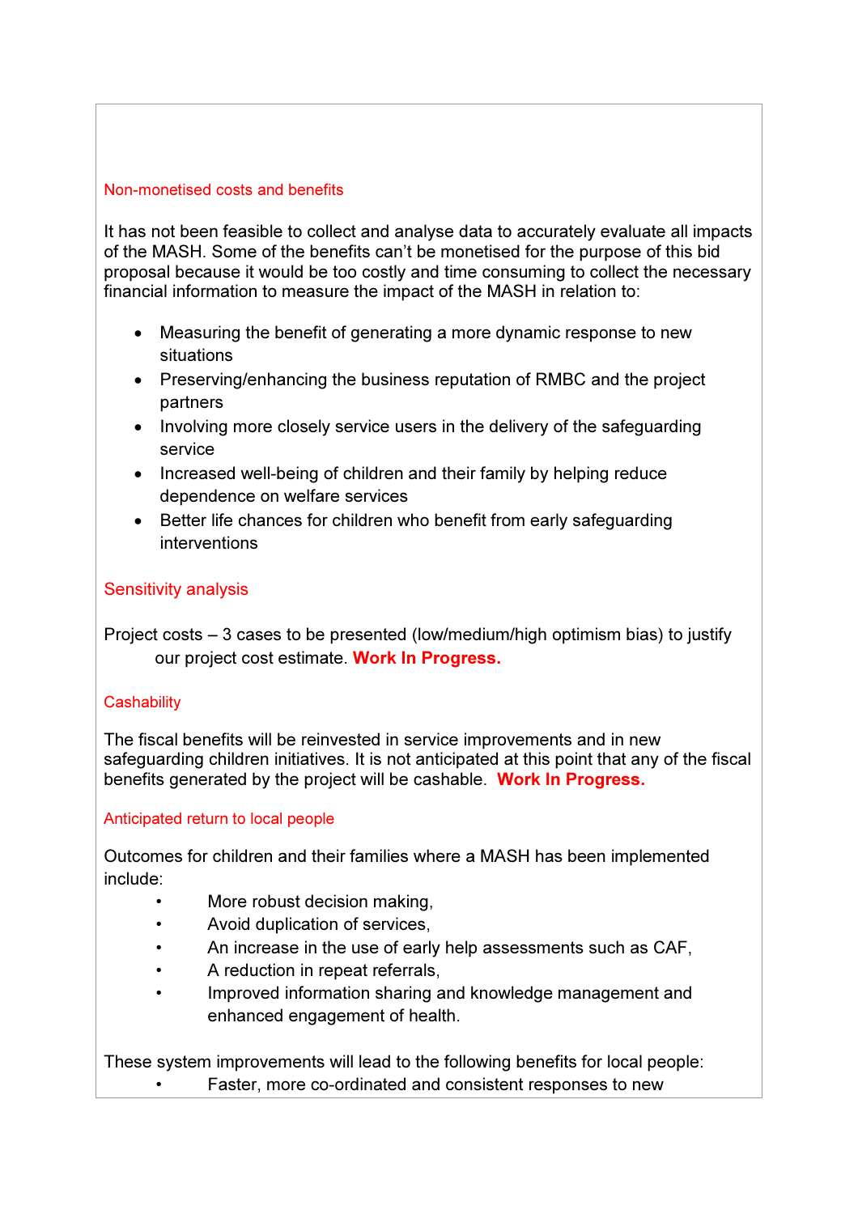### Non-monetised costs and benefits

It has not been feasible to collect and analyse data to accurately evaluate all impacts of the MASH. Some of the benefits can't be monetised for the purpose of this bid proposal because it would be too costly and time consuming to collect the necessary financial information to measure the impact of the MASH in relation to:

- Measuring the benefit of generating a more dynamic response to new situations
- Preserving/enhancing the business reputation of RMBC and the project partners
- Involving more closely service users in the delivery of the safeguarding service
- Increased well-being of children and their family by helping reduce dependence on welfare services
- Better life chances for children who benefit from early safeguarding interventions

### Sensitivity analysis

Project costs – 3 cases to be presented (low/medium/high optimism bias) to justify our project cost estimate. **Work In Progress.**

### Cashability

The fiscal benefits will be reinvested in service improvements and in new safeguarding children initiatives. It is not anticipated at this point that any of the fiscal benefits generated by the project will be cashable. **Work In Progress.**

### Anticipated return to local people

Outcomes for children and their families where a MASH has been implemented include:

- More robust decision making,
- Avoid duplication of services,
- An increase in the use of early help assessments such as CAF,
- A reduction in repeat referrals,
- Improved information sharing and knowledge management and enhanced engagement of health.

These system improvements will lead to the following benefits for local people:

- Faster, more co-ordinated and consistent responses to new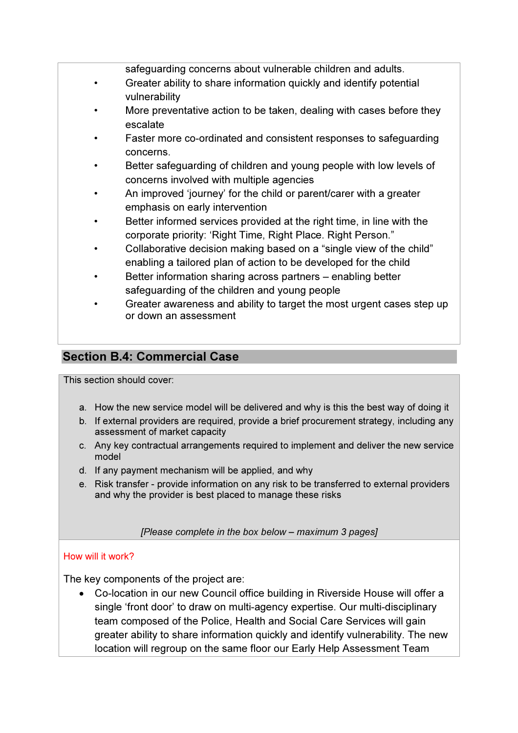safeguarding concerns about vulnerable children and adults.

- Greater ability to share information quickly and identify potential vulnerability
- More preventative action to be taken, dealing with cases before they escalate
- Faster more co-ordinated and consistent responses to safeguarding concerns.
- Better safeguarding of children and young people with low levels of concerns involved with multiple agencies
- An improved 'journey' for the child or parent/carer with a greater emphasis on early intervention
- Better informed services provided at the right time, in line with the corporate priority: 'Right Time, Right Place. Right Person."
- Collaborative decision making based on a "single view of the child" enabling a tailored plan of action to be developed for the child
- Better information sharing across partners – enabling better safeguarding of the children and young people
- Greater awareness and ability to target the most urgent cases step up or down an assessment

## Section B.4: Commercial Case

This section should cover:

a. How the new service model will be delivered and why is this the best way of doing it
b. If external providers are required, provide a brief procurement strategy, including any assessment of market capacity
c. Any key contractual arrangements required to implement and deliver the new service model
d. If any payment mechanism will be applied, and why
e. Risk transfer - provide information on any risk to be transferred to external providers and why the provider is best placed to manage these risks

*[Please complete in the box below – maximum 3 pages]*

How will it work?

The key components of the project are:

- Co-location in our new Council office building in Riverside House will offer a single 'front door' to draw on multi-agency expertise. Our multi-disciplinary team composed of the Police, Health and Social Care Services will gain greater ability to share information quickly and identify vulnerability. The new location will regroup on the same floor our Early Help Assessment Team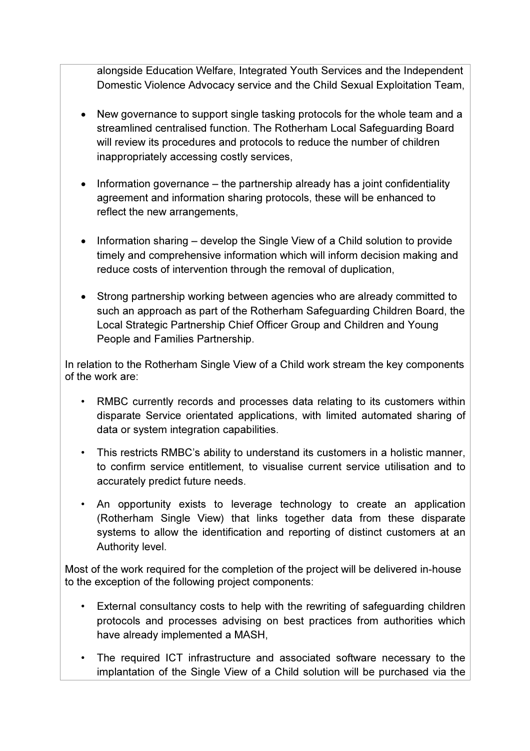alongside Education Welfare, Integrated Youth Services and the Independent Domestic Violence Advocacy service and the Child Sexual Exploitation Team,

- New governance to support single tasking protocols for the whole team and a streamlined centralised function. The Rotherham Local Safeguarding Board will review its procedures and protocols to reduce the number of children inappropriately accessing costly services,

- Information governance – the partnership already has a joint confidentiality agreement and information sharing protocols, these will be enhanced to reflect the new arrangements,

- Information sharing – develop the Single View of a Child solution to provide timely and comprehensive information which will inform decision making and reduce costs of intervention through the removal of duplication,

- Strong partnership working between agencies who are already committed to such an approach as part of the Rotherham Safeguarding Children Board, the Local Strategic Partnership Chief Officer Group and Children and Young People and Families Partnership.

In relation to the Rotherham Single View of a Child work stream the key components of the work are:

- RMBC currently records and processes data relating to its customers within disparate Service orientated applications, with limited automated sharing of data or system integration capabilities.
- This restricts RMBC's ability to understand its customers in a holistic manner, to confirm service entitlement, to visualise current service utilisation and to accurately predict future needs.
- An opportunity exists to leverage technology to create an application (Rotherham Single View) that links together data from these disparate systems to allow the identification and reporting of distinct customers at an Authority level.

Most of the work required for the completion of the project will be delivered in-house to the exception of the following project components:

- External consultancy costs to help with the rewriting of safeguarding children protocols and processes advising on best practices from authorities which have already implemented a MASH,
- The required ICT infrastructure and associated software necessary to the implantation of the Single View of a Child solution will be purchased via the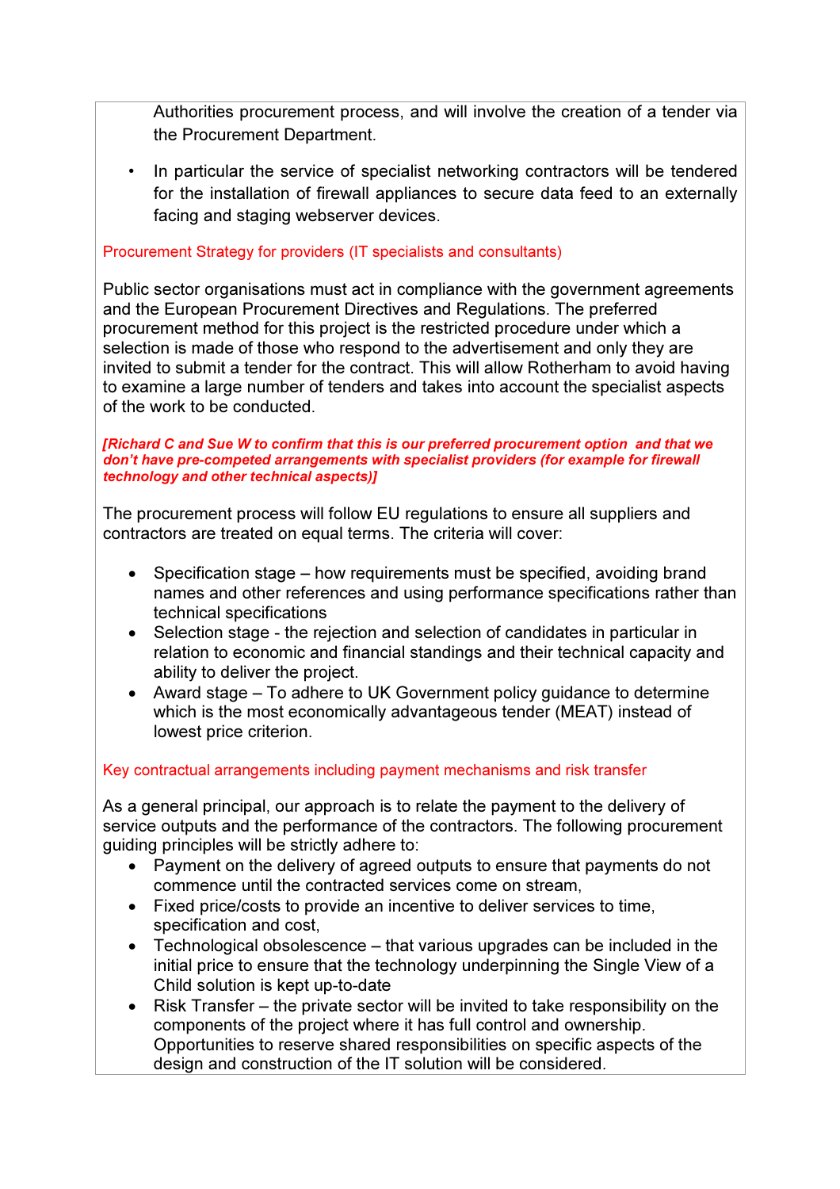Authorities procurement process, and will involve the creation of a tender via the Procurement Department.

- In particular the service of specialist networking contractors will be tendered for the installation of firewall appliances to secure data feed to an externally facing and staging webserver devices.

### Procurement Strategy for providers (IT specialists and consultants)

Public sector organisations must act in compliance with the government agreements and the European Procurement Directives and Regulations. The preferred procurement method for this project is the restricted procedure under which a selection is made of those who respond to the advertisement and only they are invited to submit a tender for the contract. This will allow Rotherham to avoid having to examine a large number of tenders and takes into account the specialist aspects of the work to be conducted.

***[Richard C and Sue W to confirm that this is our preferred procurement option and that we don't have pre-competed arrangements with specialist providers (for example for firewall technology and other technical aspects)]***

The procurement process will follow EU regulations to ensure all suppliers and contractors are treated on equal terms. The criteria will cover:

- Specification stage – how requirements must be specified, avoiding brand names and other references and using performance specifications rather than technical specifications
- Selection stage - the rejection and selection of candidates in particular in relation to economic and financial standings and their technical capacity and ability to deliver the project.
- Award stage – To adhere to UK Government policy guidance to determine which is the most economically advantageous tender (MEAT) instead of lowest price criterion.

### Key contractual arrangements including payment mechanisms and risk transfer

As a general principal, our approach is to relate the payment to the delivery of service outputs and the performance of the contractors. The following procurement guiding principles will be strictly adhere to:

- Payment on the delivery of agreed outputs to ensure that payments do not commence until the contracted services come on stream,
- Fixed price/costs to provide an incentive to deliver services to time, specification and cost,
- Technological obsolescence – that various upgrades can be included in the initial price to ensure that the technology underpinning the Single View of a Child solution is kept up-to-date
- Risk Transfer – the private sector will be invited to take responsibility on the components of the project where it has full control and ownership. Opportunities to reserve shared responsibilities on specific aspects of the design and construction of the IT solution will be considered.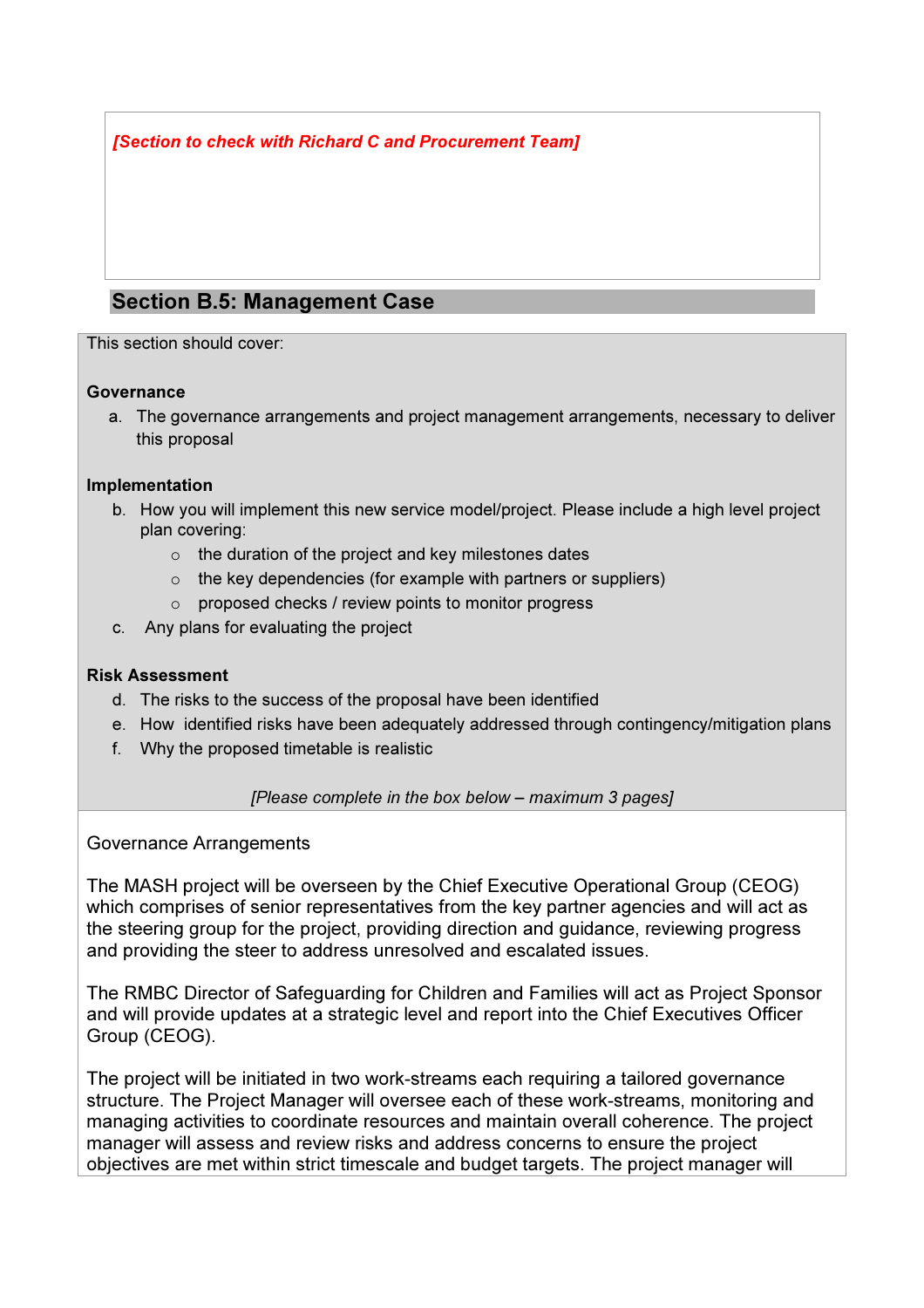***[Section to check with Richard C and Procurement Team]***

## Section B.5: Management Case

This section should cover:

**Governance**

a. The governance arrangements and project management arrangements, necessary to deliver this proposal

**Implementation**

b. How you will implement this new service model/project. Please include a high level project plan covering:
   - the duration of the project and key milestones dates
   - the key dependencies (for example with partners or suppliers)
   - proposed checks / review points to monitor progress

c. Any plans for evaluating the project

**Risk Assessment**

d. The risks to the success of the proposal have been identified
e. How identified risks have been adequately addressed through contingency/mitigation plans
f. Why the proposed timetable is realistic

*[Please complete in the box below – maximum 3 pages]*

Governance Arrangements

The MASH project will be overseen by the Chief Executive Operational Group (CEOG) which comprises of senior representatives from the key partner agencies and will act as the steering group for the project, providing direction and guidance, reviewing progress and providing the steer to address unresolved and escalated issues.

The RMBC Director of Safeguarding for Children and Families will act as Project Sponsor and will provide updates at a strategic level and report into the Chief Executives Officer Group (CEOG).

The project will be initiated in two work-streams each requiring a tailored governance structure. The Project Manager will oversee each of these work-streams, monitoring and managing activities to coordinate resources and maintain overall coherence. The project manager will assess and review risks and address concerns to ensure the project objectives are met within strict timescale and budget targets. The project manager will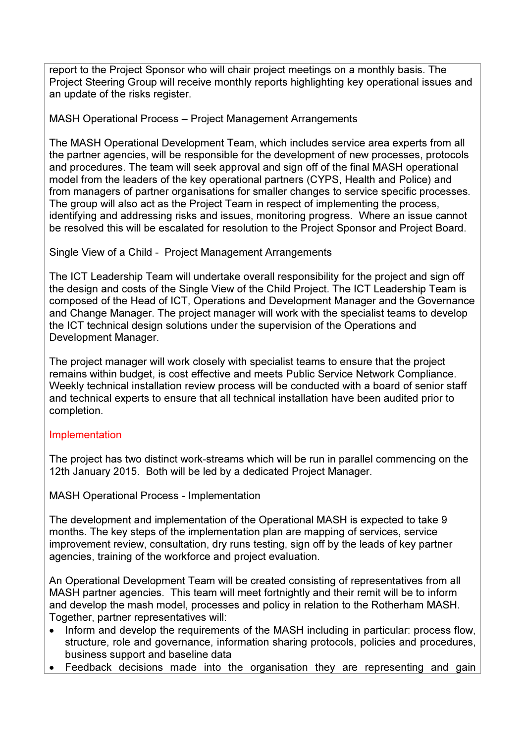report to the Project Sponsor who will chair project meetings on a monthly basis. The Project Steering Group will receive monthly reports highlighting key operational issues and an update of the risks register.

MASH Operational Process – Project Management Arrangements

The MASH Operational Development Team, which includes service area experts from all the partner agencies, will be responsible for the development of new processes, protocols and procedures. The team will seek approval and sign off of the final MASH operational model from the leaders of the key operational partners (CYPS, Health and Police) and from managers of partner organisations for smaller changes to service specific processes. The group will also act as the Project Team in respect of implementing the process, identifying and addressing risks and issues, monitoring progress. Where an issue cannot be resolved this will be escalated for resolution to the Project Sponsor and Project Board.

Single View of a Child - Project Management Arrangements

The ICT Leadership Team will undertake overall responsibility for the project and sign off the design and costs of the Single View of the Child Project. The ICT Leadership Team is composed of the Head of ICT, Operations and Development Manager and the Governance and Change Manager. The project manager will work with the specialist teams to develop the ICT technical design solutions under the supervision of the Operations and Development Manager.

The project manager will work closely with specialist teams to ensure that the project remains within budget, is cost effective and meets Public Service Network Compliance. Weekly technical installation review process will be conducted with a board of senior staff and technical experts to ensure that all technical installation have been audited prior to completion.

## Implementation

The project has two distinct work-streams which will be run in parallel commencing on the 12th January 2015. Both will be led by a dedicated Project Manager.

MASH Operational Process - Implementation

The development and implementation of the Operational MASH is expected to take 9 months. The key steps of the implementation plan are mapping of services, service improvement review, consultation, dry runs testing, sign off by the leads of key partner agencies, training of the workforce and project evaluation.

An Operational Development Team will be created consisting of representatives from all MASH partner agencies. This team will meet fortnightly and their remit will be to inform and develop the mash model, processes and policy in relation to the Rotherham MASH. Together, partner representatives will:

- Inform and develop the requirements of the MASH including in particular: process flow, structure, role and governance, information sharing protocols, policies and procedures, business support and baseline data
- Feedback decisions made into the organisation they are representing and gain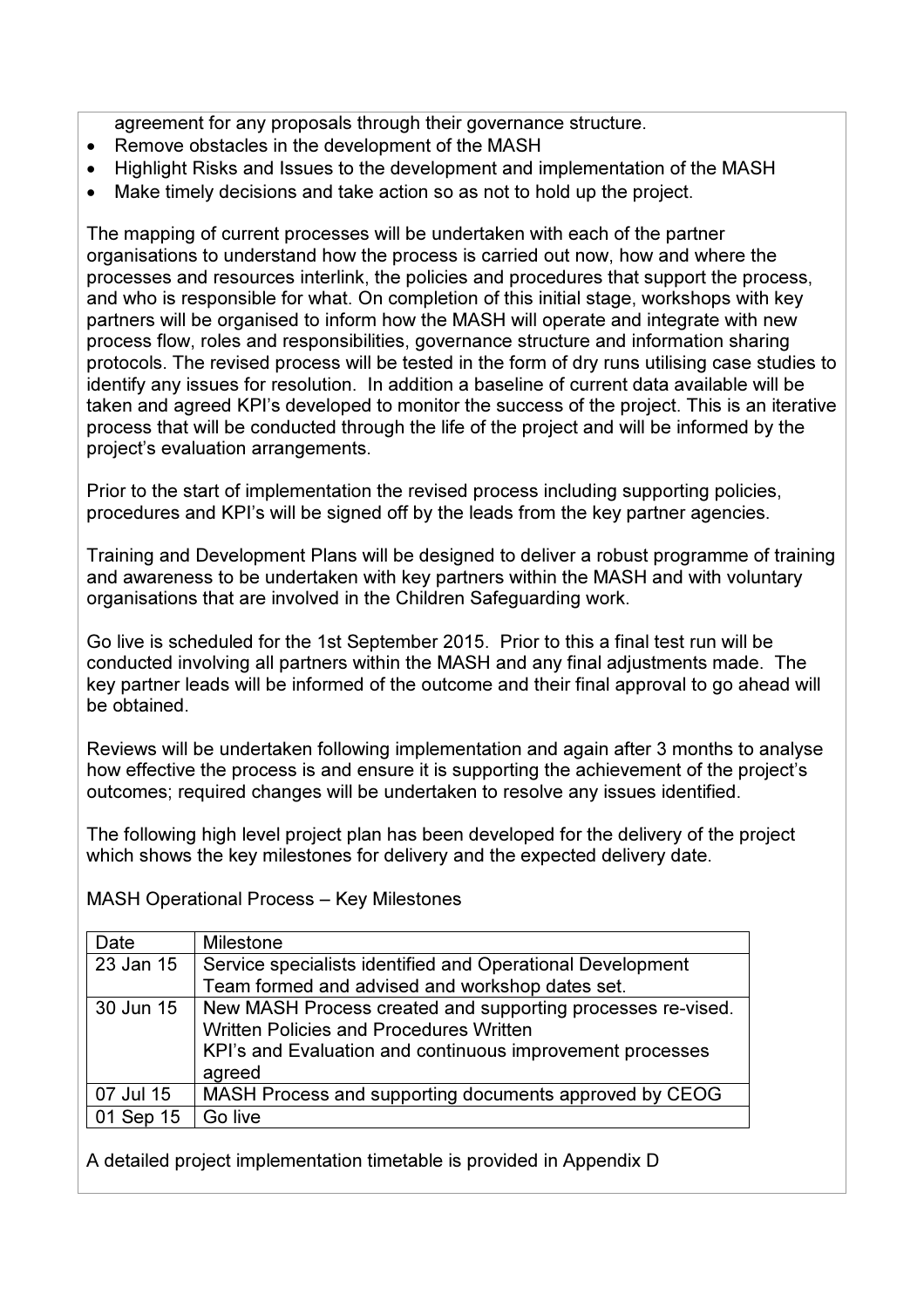agreement for any proposals through their governance structure.

- Remove obstacles in the development of the MASH
- Highlight Risks and Issues to the development and implementation of the MASH
- Make timely decisions and take action so as not to hold up the project.

The mapping of current processes will be undertaken with each of the partner organisations to understand how the process is carried out now, how and where the processes and resources interlink, the policies and procedures that support the process, and who is responsible for what. On completion of this initial stage, workshops with key partners will be organised to inform how the MASH will operate and integrate with new process flow, roles and responsibilities, governance structure and information sharing protocols. The revised process will be tested in the form of dry runs utilising case studies to identify any issues for resolution. In addition a baseline of current data available will be taken and agreed KPI's developed to monitor the success of the project. This is an iterative process that will be conducted through the life of the project and will be informed by the project's evaluation arrangements.

Prior to the start of implementation the revised process including supporting policies, procedures and KPI's will be signed off by the leads from the key partner agencies.

Training and Development Plans will be designed to deliver a robust programme of training and awareness to be undertaken with key partners within the MASH and with voluntary organisations that are involved in the Children Safeguarding work.

Go live is scheduled for the 1st September 2015. Prior to this a final test run will be conducted involving all partners within the MASH and any final adjustments made. The key partner leads will be informed of the outcome and their final approval to go ahead will be obtained.

Reviews will be undertaken following implementation and again after 3 months to analyse how effective the process is and ensure it is supporting the achievement of the project's outcomes; required changes will be undertaken to resolve any issues identified.

The following high level project plan has been developed for the delivery of the project which shows the key milestones for delivery and the expected delivery date.

MASH Operational Process – Key Milestones

| Date | Milestone |
|---|---|
| 23 Jan 15 | Service specialists identified and Operational Development Team formed and advised and workshop dates set. |
| 30 Jun 15 | New MASH Process created and supporting processes re-vised. Written Policies and Procedures Written<br>KPI's and Evaluation and continuous improvement processes agreed |
| 07 Jul 15 | MASH Process and supporting documents approved by CEOG |
| 01 Sep 15 | Go live |

A detailed project implementation timetable is provided in Appendix D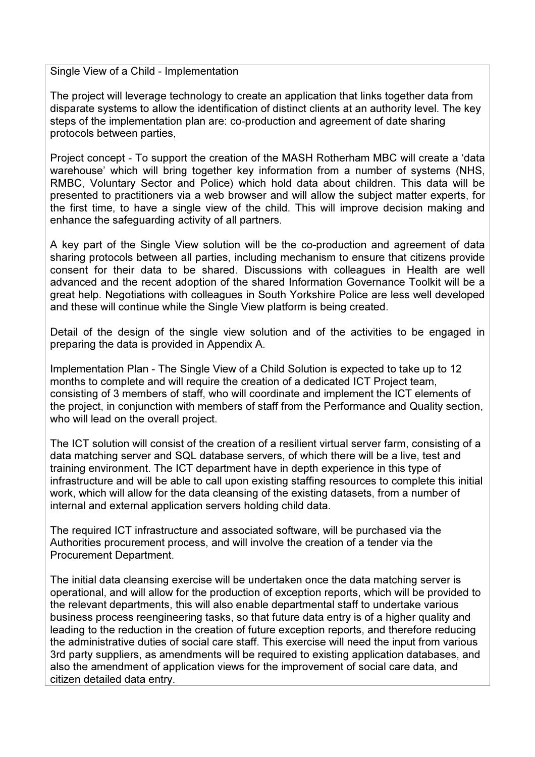Single View of a Child - Implementation

The project will leverage technology to create an application that links together data from disparate systems to allow the identification of distinct clients at an authority level. The key steps of the implementation plan are: co-production and agreement of date sharing protocols between parties,

Project concept - To support the creation of the MASH Rotherham MBC will create a 'data warehouse' which will bring together key information from a number of systems (NHS, RMBC, Voluntary Sector and Police) which hold data about children. This data will be presented to practitioners via a web browser and will allow the subject matter experts, for the first time, to have a single view of the child. This will improve decision making and enhance the safeguarding activity of all partners.

A key part of the Single View solution will be the co-production and agreement of data sharing protocols between all parties, including mechanism to ensure that citizens provide consent for their data to be shared. Discussions with colleagues in Health are well advanced and the recent adoption of the shared Information Governance Toolkit will be a great help. Negotiations with colleagues in South Yorkshire Police are less well developed and these will continue while the Single View platform is being created.

Detail of the design of the single view solution and of the activities to be engaged in preparing the data is provided in Appendix A.

Implementation Plan - The Single View of a Child Solution is expected to take up to 12 months to complete and will require the creation of a dedicated ICT Project team, consisting of 3 members of staff, who will coordinate and implement the ICT elements of the project, in conjunction with members of staff from the Performance and Quality section, who will lead on the overall project.

The ICT solution will consist of the creation of a resilient virtual server farm, consisting of a data matching server and SQL database servers, of which there will be a live, test and training environment. The ICT department have in depth experience in this type of infrastructure and will be able to call upon existing staffing resources to complete this initial work, which will allow for the data cleansing of the existing datasets, from a number of internal and external application servers holding child data.

The required ICT infrastructure and associated software, will be purchased via the Authorities procurement process, and will involve the creation of a tender via the Procurement Department.

The initial data cleansing exercise will be undertaken once the data matching server is operational, and will allow for the production of exception reports, which will be provided to the relevant departments, this will also enable departmental staff to undertake various business process reengineering tasks, so that future data entry is of a higher quality and leading to the reduction in the creation of future exception reports, and therefore reducing the administrative duties of social care staff. This exercise will need the input from various 3rd party suppliers, as amendments will be required to existing application databases, and also the amendment of application views for the improvement of social care data, and citizen detailed data entry.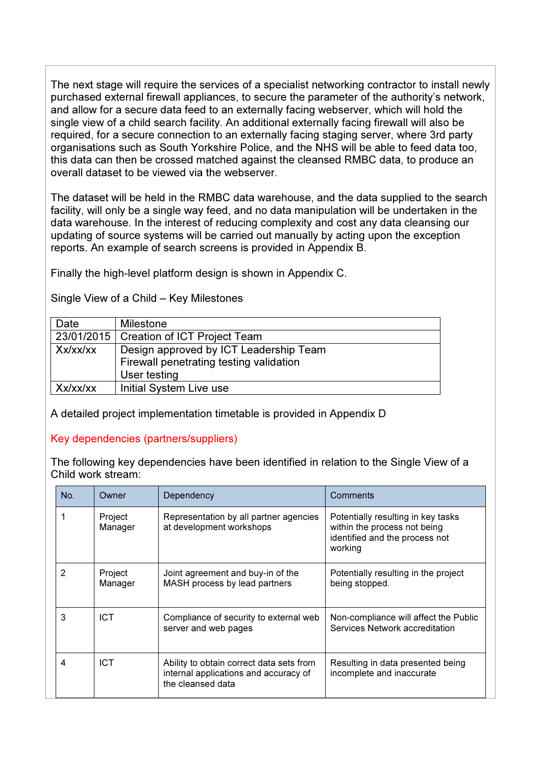The next stage will require the services of a specialist networking contractor to install newly purchased external firewall appliances, to secure the parameter of the authority's network, and allow for a secure data feed to an externally facing webserver, which will hold the single view of a child search facility. An additional externally facing firewall will also be required, for a secure connection to an externally facing staging server, where 3rd party organisations such as South Yorkshire Police, and the NHS will be able to feed data too, this data can then be crossed matched against the cleansed RMBC data, to produce an overall dataset to be viewed via the webserver.

The dataset will be held in the RMBC data warehouse, and the data supplied to the search facility, will only be a single way feed, and no data manipulation will be undertaken in the data warehouse. In the interest of reducing complexity and cost any data cleansing our updating of source systems will be carried out manually by acting upon the exception reports. An example of search screens is provided in Appendix B.

Finally the high-level platform design is shown in Appendix C.

Single View of a Child – Key Milestones

| Date | Milestone |
|---|---|
| 23/01/2015 | Creation of ICT Project Team |
| Xx/xx/xx | Design approved by ICT Leadership Team<br>Firewall penetrating testing validation<br>User testing |
| Xx/xx/xx | Initial System Live use |

A detailed project implementation timetable is provided in Appendix D

## Key dependencies (partners/suppliers)

The following key dependencies have been identified in relation to the Single View of a Child work stream:

| No. | Owner | Dependency | Comments |
|---|---|---|---|
| 1 | Project Manager | Representation by all partner agencies at development workshops | Potentially resulting in key tasks within the process not being identified and the process not working |
| 2 | Project Manager | Joint agreement and buy-in of the MASH process by lead partners | Potentially resulting in the project being stopped. |
| 3 | ICT | Compliance of security to external web server and web pages | Non-compliance will affect the Public Services Network accreditation |
| 4 | ICT | Ability to obtain correct data sets from internal applications and accuracy of the cleansed data | Resulting in data presented being incomplete and inaccurate |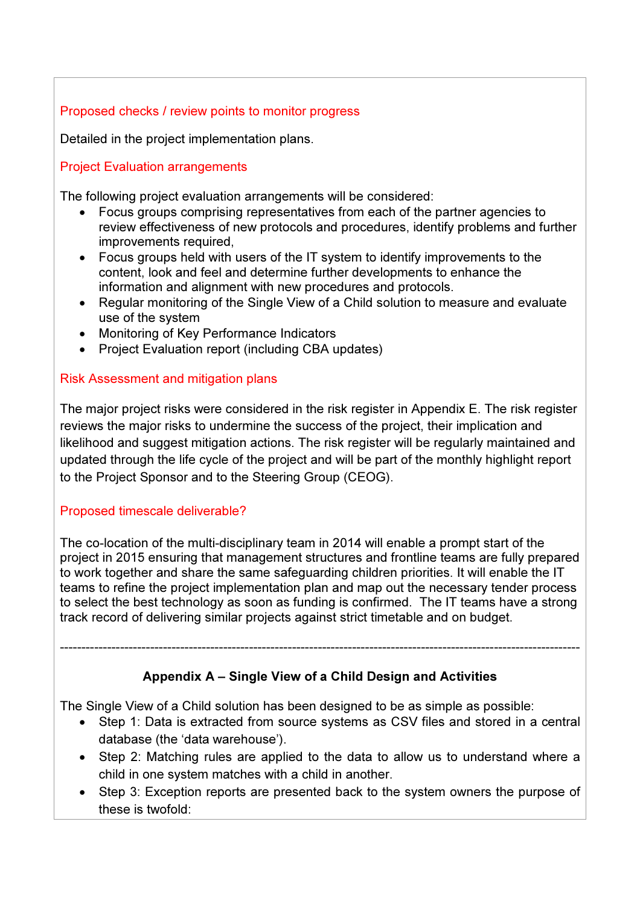### Proposed checks / review points to monitor progress

Detailed in the project implementation plans.

### Project Evaluation arrangements

The following project evaluation arrangements will be considered:

- Focus groups comprising representatives from each of the partner agencies to review effectiveness of new protocols and procedures, identify problems and further improvements required,
- Focus groups held with users of the IT system to identify improvements to the content, look and feel and determine further developments to enhance the information and alignment with new procedures and protocols.
- Regular monitoring of the Single View of a Child solution to measure and evaluate use of the system
- Monitoring of Key Performance Indicators
- Project Evaluation report (including CBA updates)

### Risk Assessment and mitigation plans

The major project risks were considered in the risk register in Appendix E. The risk register reviews the major risks to undermine the success of the project, their implication and likelihood and suggest mitigation actions. The risk register will be regularly maintained and updated through the life cycle of the project and will be part of the monthly highlight report to the Project Sponsor and to the Steering Group (CEOG).

### Proposed timescale deliverable?

The co-location of the multi-disciplinary team in 2014 will enable a prompt start of the project in 2015 ensuring that management structures and frontline teams are fully prepared to work together and share the same safeguarding children priorities. It will enable the IT teams to refine the project implementation plan and map out the necessary tender process to select the best technology as soon as funding is confirmed. The IT teams have a strong track record of delivering similar projects against strict timetable and on budget.

---

## Appendix A – Single View of a Child Design and Activities

The Single View of a Child solution has been designed to be as simple as possible:

- Step 1: Data is extracted from source systems as CSV files and stored in a central database (the 'data warehouse').
- Step 2: Matching rules are applied to the data to allow us to understand where a child in one system matches with a child in another.
- Step 3: Exception reports are presented back to the system owners the purpose of these is twofold: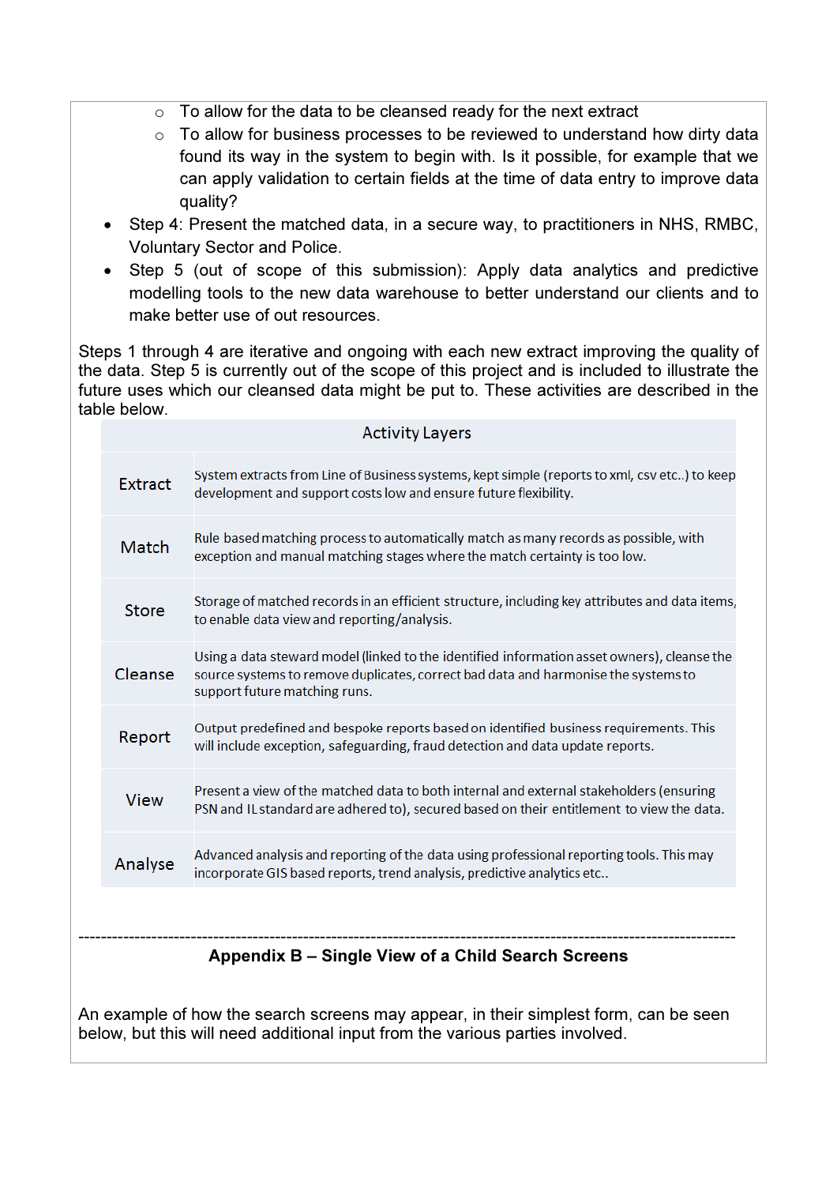- To allow for the data to be cleansed ready for the next extract
  - To allow for business processes to be reviewed to understand how dirty data found its way in the system to begin with. Is it possible, for example that we can apply validation to certain fields at the time of data entry to improve data quality?
- Step 4: Present the matched data, in a secure way, to practitioners in NHS, RMBC, Voluntary Sector and Police.
- Step 5 (out of scope of this submission): Apply data analytics and predictive modelling tools to the new data warehouse to better understand our clients and to make better use of out resources.

Steps 1 through 4 are iterative and ongoing with each new extract improving the quality of the data. Step 5 is currently out of the scope of this project and is included to illustrate the future uses which our cleansed data might be put to. These activities are described in the table below.

| Activity Layers | |
|---|---|
| Extract | System extracts from Line of Business systems, kept simple (reports to xml, csv etc..) to keep development and support costs low and ensure future flexibility. |
| Match | Rule based matching process to automatically match as many records as possible, with exception and manual matching stages where the match certainty is too low. |
| Store | Storage of matched records in an efficient structure, including key attributes and data items, to enable data view and reporting/analysis. |
| Cleanse | Using a data steward model (linked to the identified information asset owners), cleanse the source systems to remove duplicates, correct bad data and harmonise the systems to support future matching runs. |
| Report | Output predefined and bespoke reports based on identified business requirements. This will include exception, safeguarding, fraud detection and data update reports. |
| View | Present a view of the matched data to both internal and external stakeholders (ensuring PSN and IL standard are adhered to), secured based on their entitlement to view the data. |
| Analyse | Advanced analysis and reporting of the data using professional reporting tools. This may incorporate GIS based reports, trend analysis, predictive analytics etc.. |

---

## Appendix B – Single View of a Child Search Screens

An example of how the search screens may appear, in their simplest form, can be seen below, but this will need additional input from the various parties involved.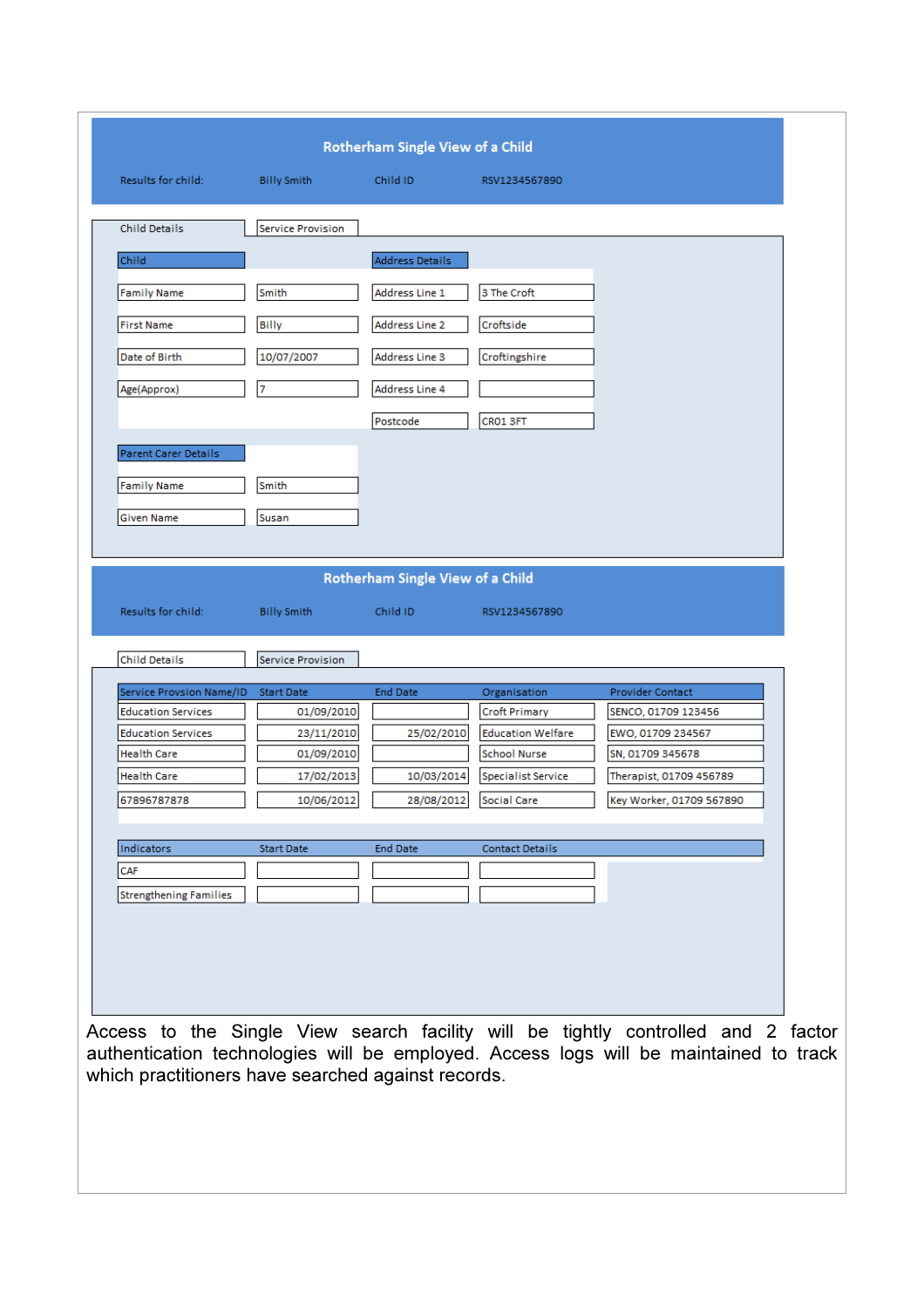**Rotherham Single View of a Child**

Results for child: Billy Smith | Child ID RSV1234567890

Child Details | Service Provision

| Child | | Address Details | |
|---|---|---|---|
| Family Name | Smith | Address Line 1 | 3 The Croft |
| First Name | Billy | Address Line 2 | Croftside |
| Date of Birth | 10/07/2007 | Address Line 3 | Croftingshire |
| Age(Approx) | 7 | Address Line 4 | |
| | | Postcode | CR01 3FT |

| Parent Carer Details | |
|---|---|
| Family Name | Smith |
| Given Name | Susan |

**Rotherham Single View of a Child**

Results for child: Billy Smith | Child ID RSV1234567890

Child Details | Service Provision

| Service Provsion Name/ID | Start Date | End Date | Organisation | Provider Contact |
|---|---|---|---|---|
| Education Services | 01/09/2010 | | Croft Primary | SENCO, 01709 123456 |
| Education Services | 23/11/2010 | 25/02/2010 | Education Welfare | EWO, 01709 234567 |
| Health Care | 01/09/2010 | | School Nurse | SN, 01709 345678 |
| Health Care | 17/02/2013 | 10/03/2014 | Specialist Service | Therapist, 01709 456789 |
| 67896787878 | 10/06/2012 | 28/08/2012 | Social Care | Key Worker, 01709 567890 |

| Indicators | Start Date | End Date | Contact Details |
|---|---|---|---|
| CAF | | | |
| Strengthening Families | | | |

Access to the Single View search facility will be tightly controlled and 2 factor authentication technologies will be employed. Access logs will be maintained to track which practitioners have searched against records.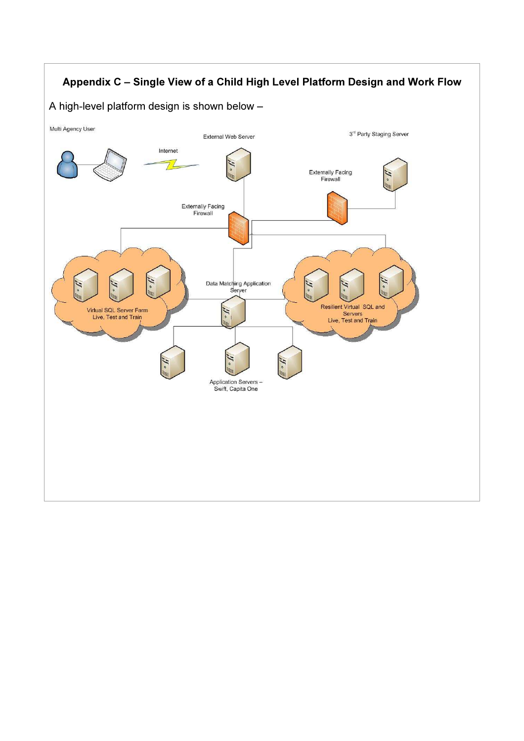## Appendix C – Single View of a Child High Level Platform Design and Work Flow

A high-level platform design is shown below –

Multi Agency User

Internet

External Web Server

3rd Party Staging Server

Externally Facing Firewall

Externally Facing Firewall

Data Matching Application Server

Virtual SQL Server Farm Live, Test and Train

Resilient Virtual SQL and Servers Live, Test and Train

Application Servers – Swift, Capita One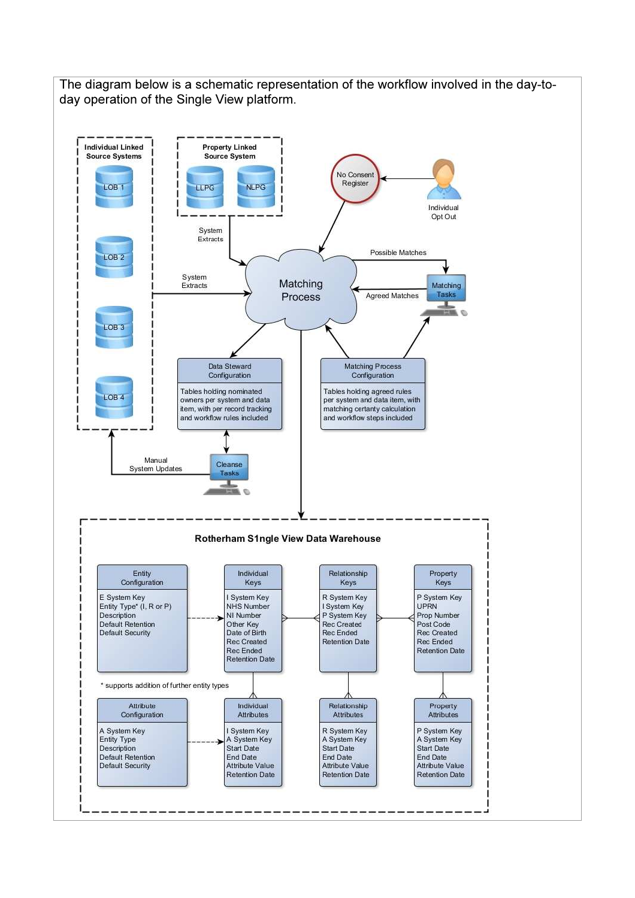The diagram below is a schematic representation of the workflow involved in the day-to-day operation of the Single View platform.

**Individual Linked Source Systems**

LOB 1

LOB 2

LOB 3

LOB 4

**Property Linked Source System**

LLPG

NLPG

System Extracts

System Extracts

No Consent Register

Individual Opt Out

Matching Process

Possible Matches

Matching Tasks

Agreed Matches

Data Steward Configuration

Tables holding nominated owners per system and data item, with per record tracking and workflow rules included

Matching Process Configuration

Tables holding agreed rules per system and data item, with matching certanty calculation and workflow steps included

Manual System Updates

Cleanse Tasks

**Rotherham S1ngle View Data Warehouse**

| Entity Configuration | Individual Keys | Relationship Keys | Property Keys |
|---|---|---|---|
| E System Key<br>Entity Type* (I, R or P)<br>Description<br>Default Retention<br>Default Security | I System Key<br>NHS Number<br>NI Number<br>Other Key<br>Date of Birth<br>Rec Created<br>Rec Ended<br>Retention Date | R System Key<br>I System Key<br>P System Key<br>Rec Created<br>Rec Ended<br>Retention Date | P System Key<br>UPRN<br>Prop Number<br>Post Code<br>Rec Created<br>Rec Ended<br>Retention Date |

\* supports addition of further entity types

| Attribute Configuration | Individual Attributes | Relationship Attributes | Property Attributes |
|---|---|---|---|
| A System Key<br>Entity Type<br>Description<br>Default Retention<br>Default Security | I System Key<br>A System Key<br>Start Date<br>End Date<br>Attribute Value<br>Retention Date | R System Key<br>A System Key<br>Start Date<br>End Date<br>Attribute Value<br>Retention Date | P System Key<br>A System Key<br>Start Date<br>End Date<br>Attribute Value<br>Retention Date |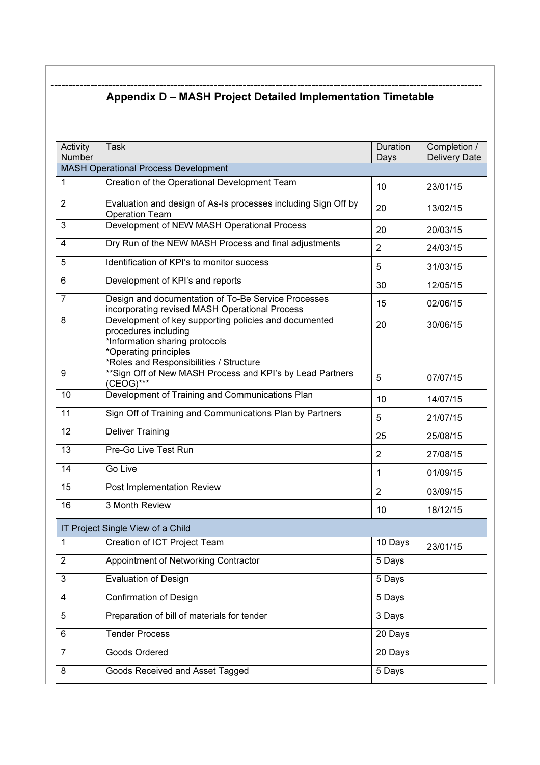---

## Appendix D – MASH Project Detailed Implementation Timetable

| Activity Number | Task | Duration Days | Completion / Delivery Date |
|---|---|---|---|
| MASH Operational Process Development | | | |
| 1 | Creation of the Operational Development Team | 10 | 23/01/15 |
| 2 | Evaluation and design of As-Is processes including Sign Off by Operation Team | 20 | 13/02/15 |
| 3 | Development of NEW MASH Operational Process | 20 | 20/03/15 |
| 4 | Dry Run of the NEW MASH Process and final adjustments | 2 | 24/03/15 |
| 5 | Identification of KPI's to monitor success | 5 | 31/03/15 |
| 6 | Development of KPI's and reports | 30 | 12/05/15 |
| 7 | Design and documentation of To-Be Service Processes incorporating revised MASH Operational Process | 15 | 02/06/15 |
| 8 | Development of key supporting policies and documented procedures including<br>*Information sharing protocols<br>*Operating principles<br>*Roles and Responsibilities / Structure | 20 | 30/06/15 |
| 9 | **Sign Off of New MASH Process and KPI's by Lead Partners (CEOG)*** | 5 | 07/07/15 |
| 10 | Development of Training and Communications Plan | 10 | 14/07/15 |
| 11 | Sign Off of Training and Communications Plan by Partners | 5 | 21/07/15 |
| 12 | Deliver Training | 25 | 25/08/15 |
| 13 | Pre-Go Live Test Run | 2 | 27/08/15 |
| 14 | Go Live | 1 | 01/09/15 |
| 15 | Post Implementation Review | 2 | 03/09/15 |
| 16 | 3 Month Review | 10 | 18/12/15 |
| IT Project Single View of a Child | | | |
| 1 | Creation of ICT Project Team | 10 Days | 23/01/15 |
| 2 | Appointment of Networking Contractor | 5 Days | |
| 3 | Evaluation of Design | 5 Days | |
| 4 | Confirmation of Design | 5 Days | |
| 5 | Preparation of bill of materials for tender | 3 Days | |
| 6 | Tender Process | 20 Days | |
| 7 | Goods Ordered | 20 Days | |
| 8 | Goods Received and Asset Tagged | 5 Days | |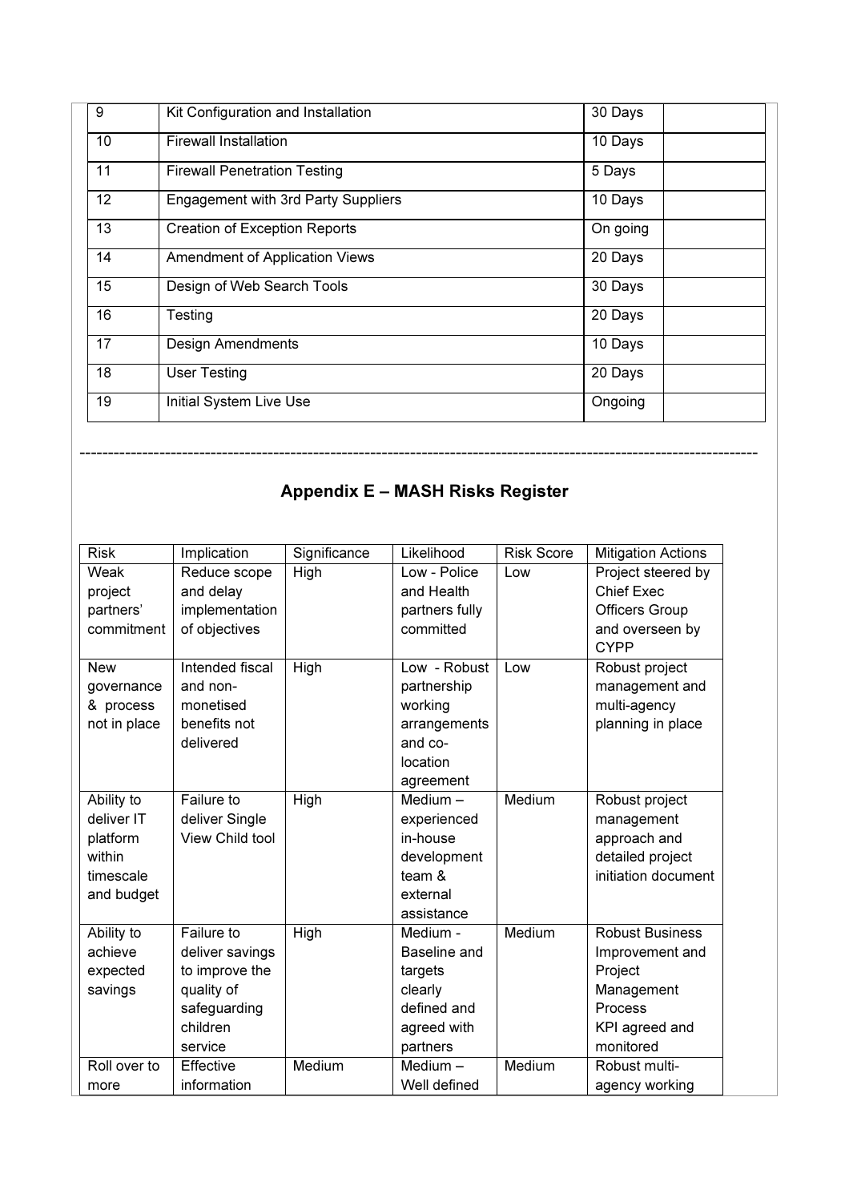| | | | |
|---|---|---|---|
| 9 | Kit Configuration and Installation | 30 Days | |
| 10 | Firewall Installation | 10 Days | |
| 11 | Firewall Penetration Testing | 5 Days | |
| 12 | Engagement with 3rd Party Suppliers | 10 Days | |
| 13 | Creation of Exception Reports | On going | |
| 14 | Amendment of Application Views | 20 Days | |
| 15 | Design of Web Search Tools | 30 Days | |
| 16 | Testing | 20 Days | |
| 17 | Design Amendments | 10 Days | |
| 18 | User Testing | 20 Days | |
| 19 | Initial System Live Use | Ongoing | |

---

## Appendix E – MASH Risks Register

| Risk | Implication | Significance | Likelihood | Risk Score | Mitigation Actions |
|---|---|---|---|---|---|
| Weak project partners' commitment | Reduce scope and delay implementation of objectives | High | Low - Police and Health partners fully committed | Low | Project steered by Chief Exec Officers Group and overseen by CYPP |
| New governance & process not in place | Intended fiscal and non-monetised benefits not delivered | High | Low - Robust partnership working arrangements and co-location agreement | Low | Robust project management and multi-agency planning in place |
| Ability to deliver IT platform within timescale and budget | Failure to deliver Single View Child tool | High | Medium – experienced in-house development team & external assistance | Medium | Robust project management approach and detailed project initiation document |
| Ability to achieve expected savings | Failure to deliver savings to improve the quality of safeguarding children service | High | Medium - Baseline and targets clearly defined and agreed with partners | Medium | Robust Business Improvement and Project Management Process KPI agreed and monitored |
| Roll over to more | Effective information | Medium | Medium – Well defined | Medium | Robust multi-agency working |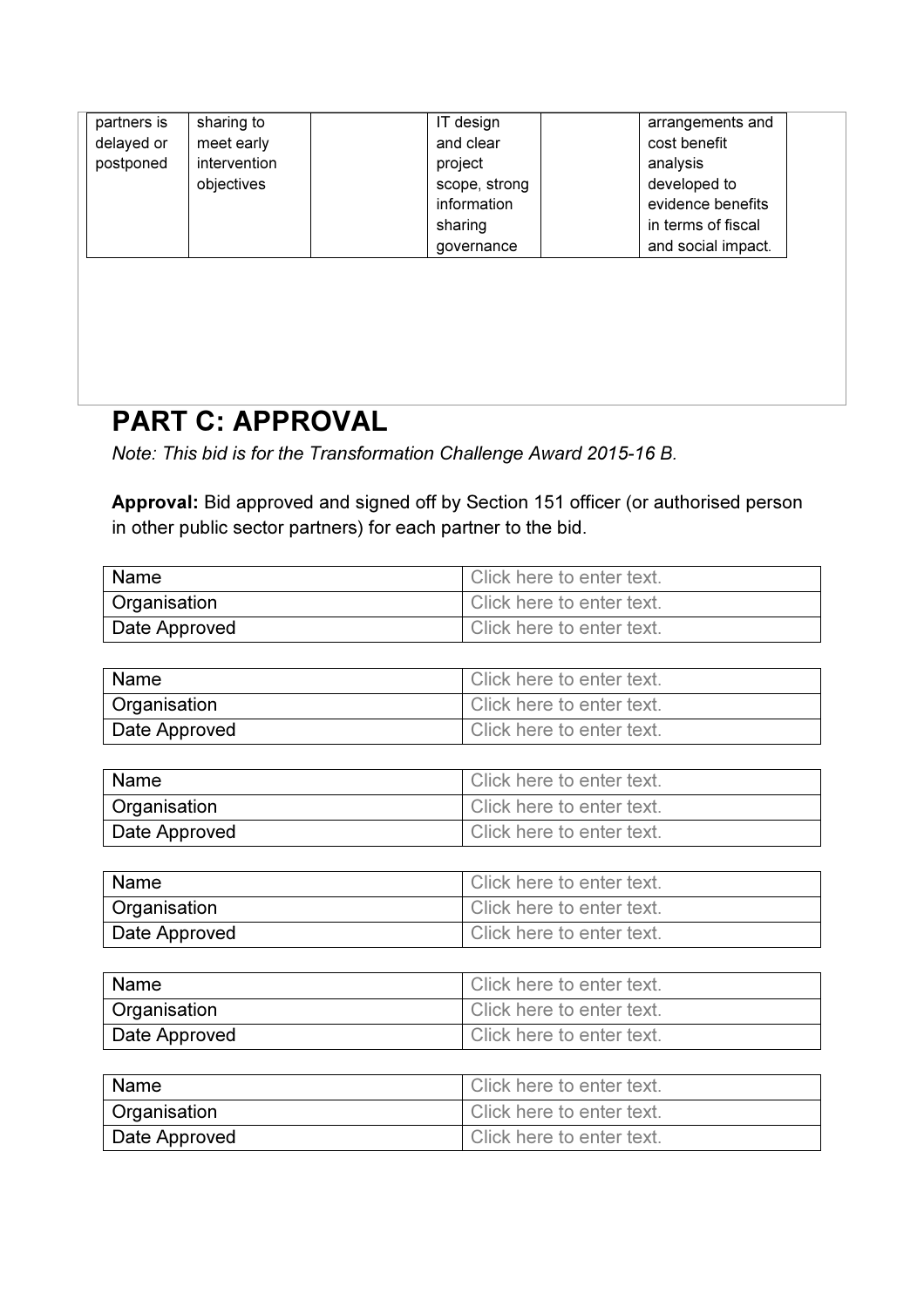| partners is delayed or postponed | sharing to meet early intervention objectives | | IT design and clear project scope, strong information sharing governance | | arrangements and cost benefit analysis developed to evidence benefits in terms of fiscal and social impact. |
|---|---|---|---|---|---|

# PART C: APPROVAL

*Note: This bid is for the Transformation Challenge Award 2015-16 B.*

**Approval:** Bid approved and signed off by Section 151 officer (or authorised person in other public sector partners) for each partner to the bid.

| Name | Click here to enter text. |
|---|---|
| Organisation | Click here to enter text. |
| Date Approved | Click here to enter text. |

| Name | Click here to enter text. |
|---|---|
| Organisation | Click here to enter text. |
| Date Approved | Click here to enter text. |

| Name | Click here to enter text. |
|---|---|
| Organisation | Click here to enter text. |
| Date Approved | Click here to enter text. |

| Name | Click here to enter text. |
|---|---|
| Organisation | Click here to enter text. |
| Date Approved | Click here to enter text. |

| Name | Click here to enter text. |
|---|---|
| Organisation | Click here to enter text. |
| Date Approved | Click here to enter text. |

| Name | Click here to enter text. |
|---|---|
| Organisation | Click here to enter text. |
| Date Approved | Click here to enter text. |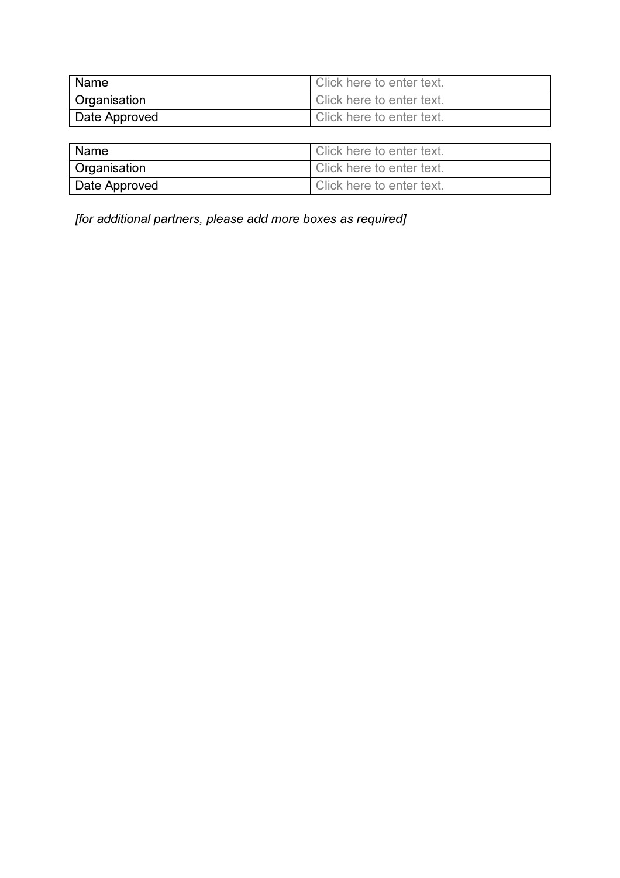| | |
|---|---|
| Name | Click here to enter text. |
| Organisation | Click here to enter text. |
| Date Approved | Click here to enter text. |

| | |
|---|---|
| Name | Click here to enter text. |
| Organisation | Click here to enter text. |
| Date Approved | Click here to enter text. |

*[for additional partners, please add more boxes as required]*